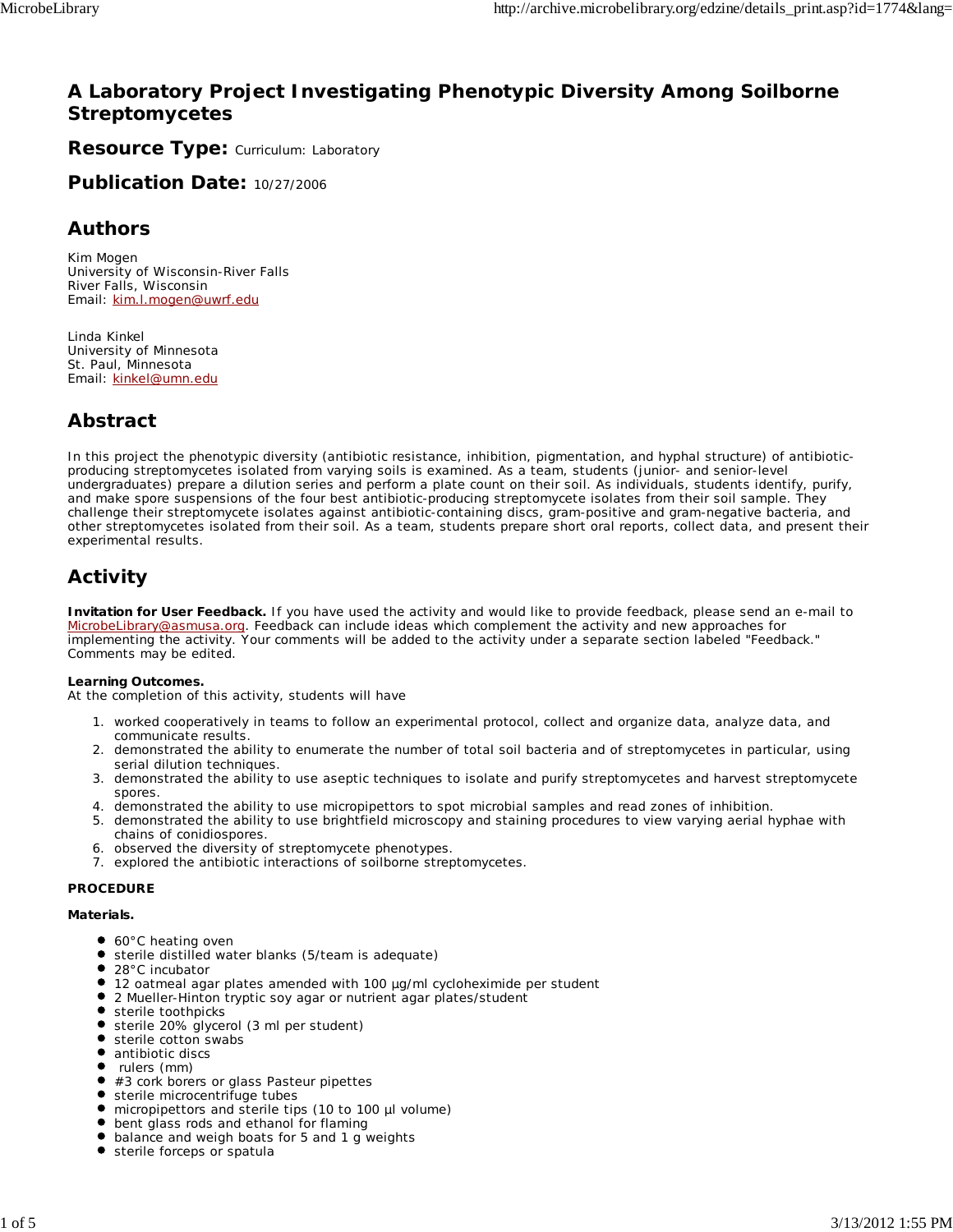# A Laboratory Project Investigating Phenotypic Diversity Among Soilborne Streptomycetes

## Resource Type: Curriculum: Laboratory

## Publication Date: 10/27/2006

## Authors

Kim Mogen
University of Wisconsin-River Falls
River Falls, Wisconsin
Email: kim.l.mogen@uwrf.edu

Linda Kinkel
University of Minnesota
St. Paul, Minnesota
Email: kinkel@umn.edu

## Abstract

In this project the phenotypic diversity (antibiotic resistance, inhibition, pigmentation, and hyphal structure) of antibiotic-producing streptomycetes isolated from varying soils is examined. As a team, students (junior- and senior-level undergraduates) prepare a dilution series and perform a plate count on their soil. As individuals, students identify, purify, and make spore suspensions of the four best antibiotic-producing streptomycete isolates from their soil sample. They challenge their streptomycete isolates against antibiotic-containing discs, gram-positive and gram-negative bacteria, and other streptomycetes isolated from their soil. As a team, students prepare short oral reports, collect data, and present their experimental results.

## Activity

**Invitation for User Feedback.** If you have used the activity and would like to provide feedback, please send an e-mail to MicrobeLibrary@asmusa.org. Feedback can include ideas which complement the activity and new approaches for implementing the activity. Your comments will be added to the activity under a separate section labeled "Feedback." Comments may be edited.

**Learning Outcomes.**
At the completion of this activity, students will have

1. worked cooperatively in teams to follow an experimental protocol, collect and organize data, analyze data, and communicate results.
2. demonstrated the ability to enumerate the number of total soil bacteria and of streptomycetes in particular, using serial dilution techniques.
3. demonstrated the ability to use aseptic techniques to isolate and purify streptomycetes and harvest streptomycete spores.
4. demonstrated the ability to use micropipettors to spot microbial samples and read zones of inhibition.
5. demonstrated the ability to use brightfield microscopy and staining procedures to view varying aerial hyphae with chains of conidiospores.
6. observed the diversity of streptomycete phenotypes.
7. explored the antibiotic interactions of soilborne streptomycetes.

**PROCEDURE**

**Materials.**

- 60°C heating oven
- sterile distilled water blanks (5/team is adequate)
- 28°C incubator
- 12 oatmeal agar plates amended with 100 µg/ml cycloheximide per student
- 2 Mueller-Hinton tryptic soy agar or nutrient agar plates/student
- sterile toothpicks
- sterile 20% glycerol (3 ml per student)
- sterile cotton swabs
- antibiotic discs
- rulers (mm)
- #3 cork borers or glass Pasteur pipettes
- sterile microcentrifuge tubes
- micropipettors and sterile tips (10 to 100 µl volume)
- bent glass rods and ethanol for flaming
- balance and weigh boats for 5 and 1 g weights
- sterile forceps or spatula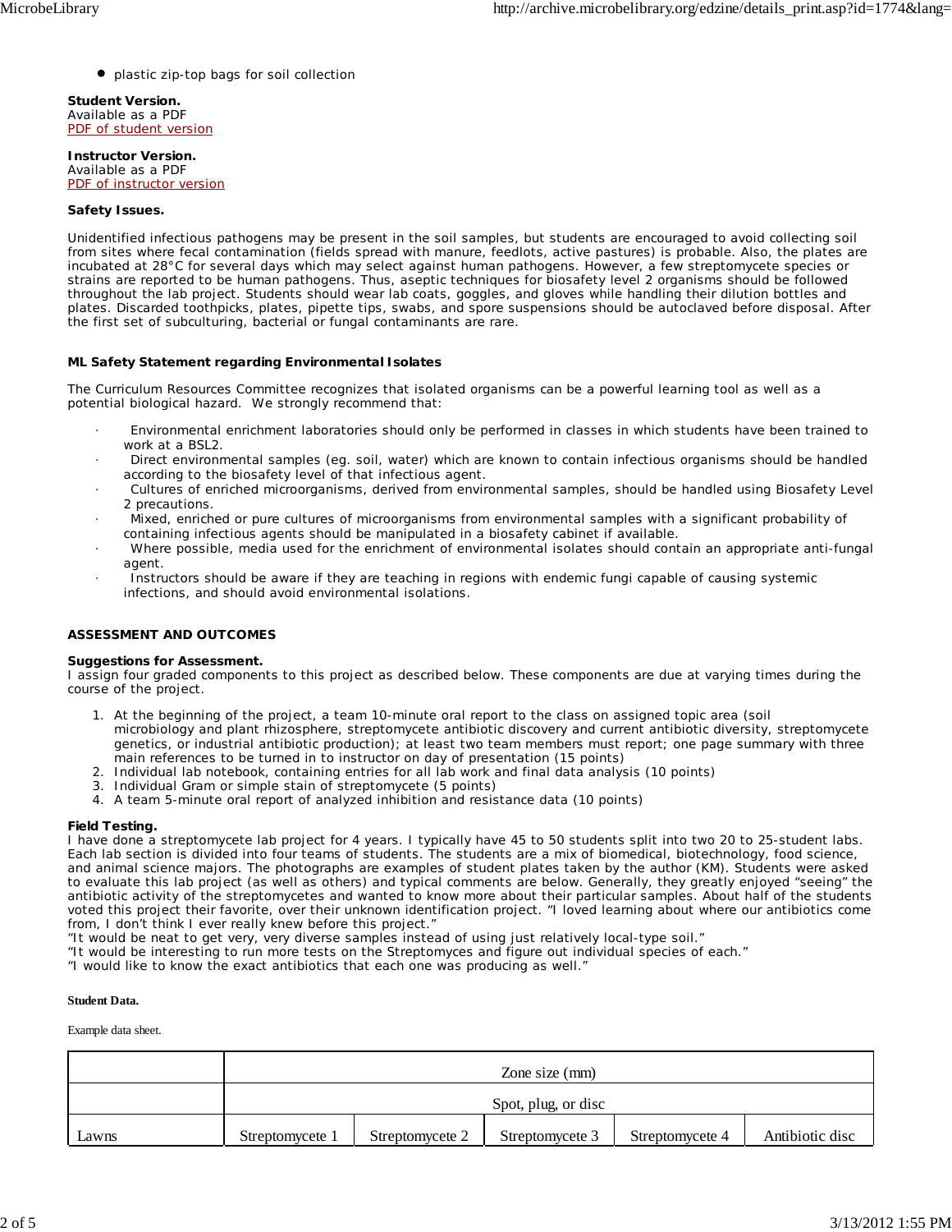- plastic zip-top bags for soil collection

**Student Version.**
Available as a PDF
PDF of student version

**Instructor Version.**
Available as a PDF
PDF of instructor version

**Safety Issues.**

Unidentified infectious pathogens may be present in the soil samples, but students are encouraged to avoid collecting soil from sites where fecal contamination (fields spread with manure, feedlots, active pastures) is probable. Also, the plates are incubated at 28°C for several days which may select against human pathogens. However, a few streptomycete species or strains are reported to be human pathogens. Thus, aseptic techniques for biosafety level 2 organisms should be followed throughout the lab project. Students should wear lab coats, goggles, and gloves while handling their dilution bottles and plates. Discarded toothpicks, plates, pipette tips, swabs, and spore suspensions should be autoclaved before disposal. After the first set of subculturing, bacterial or fungal contaminants are rare.

**ML Safety Statement regarding Environmental Isolates**

The Curriculum Resources Committee recognizes that isolated organisms can be a powerful learning tool as well as a potential biological hazard. We strongly recommend that:

- Environmental enrichment laboratories should only be performed in classes in which students have been trained to work at a BSL2.
- Direct environmental samples (eg. soil, water) which are known to contain infectious organisms should be handled according to the biosafety level of that infectious agent.
- Cultures of enriched microorganisms, derived from environmental samples, should be handled using Biosafety Level 2 precautions.
- Mixed, enriched or pure cultures of microorganisms from environmental samples with a significant probability of containing infectious agents should be manipulated in a biosafety cabinet if available.
- Where possible, media used for the enrichment of environmental isolates should contain an appropriate anti-fungal agent.
- Instructors should be aware if they are teaching in regions with endemic fungi capable of causing systemic infections, and should avoid environmental isolations.

**ASSESSMENT AND OUTCOMES**

**Suggestions for Assessment.**
I assign four graded components to this project as described below. These components are due at varying times during the course of the project.

1. At the beginning of the project, a team 10-minute oral report to the class on assigned topic area (soil microbiology and plant rhizosphere, streptomycete antibiotic discovery and current antibiotic diversity, streptomycete genetics, or industrial antibiotic production); at least two team members must report; one page summary with three main references to be turned in to instructor on day of presentation (15 points)
2. Individual lab notebook, containing entries for all lab work and final data analysis (10 points)
3. Individual Gram or simple stain of streptomycete (5 points)
4. A team 5-minute oral report of analyzed inhibition and resistance data (10 points)

**Field Testing.**
I have done a streptomycete lab project for 4 years. I typically have 45 to 50 students split into two 20 to 25-student labs. Each lab section is divided into four teams of students. The students are a mix of biomedical, biotechnology, food science, and animal science majors. The photographs are examples of student plates taken by the author (KM). Students were asked to evaluate this lab project (as well as others) and typical comments are below. Generally, they greatly enjoyed "seeing" the antibiotic activity of the streptomycetes and wanted to know more about their particular samples. About half of the students voted this project their favorite, over their unknown identification project. "I loved learning about where our antibiotics come from, I don't think I ever really knew before this project."
"It would be neat to get very, very diverse samples instead of using just relatively local-type soil."
"It would be interesting to run more tests on the Streptomyces and figure out individual species of each."
"I would like to know the exact antibiotics that each one was producing as well."

**Student Data.**

Example data sheet.

| | Zone size (mm) | | | | |
|---|---|---|---|---|---|
| | Spot, plug, or disc | | | | |
| Lawns | Streptomycete 1 | Streptomycete 2 | Streptomycete 3 | Streptomycete 4 | Antibiotic disc |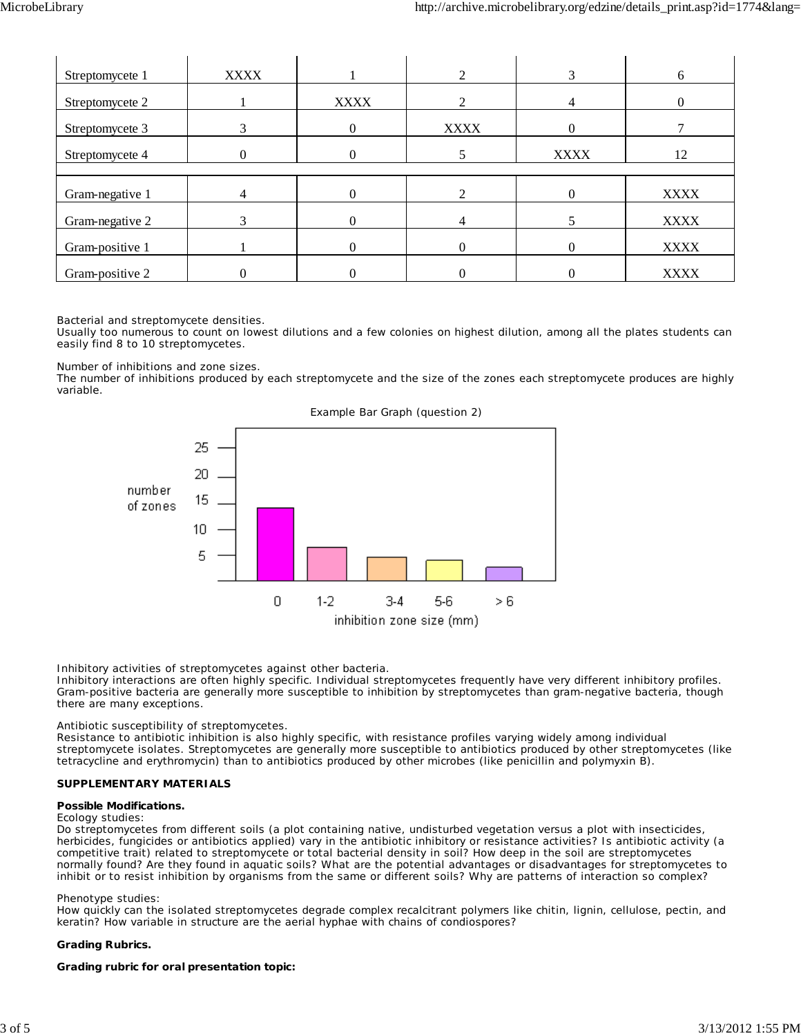| | | | | | |
|---|---|---|---|---|---|
| Streptomycete 1 | XXXX | 1 | 2 | 3 | 6 |
| Streptomycete 2 | 1 | XXXX | 2 | 4 | 0 |
| Streptomycete 3 | 3 | 0 | XXXX | 0 | 7 |
| Streptomycete 4 | 0 | 0 | 5 | XXXX | 12 |
| | | | | | |
| Gram-negative 1 | 4 | 0 | 2 | 0 | XXXX |
| Gram-negative 2 | 3 | 0 | 4 | 5 | XXXX |
| Gram-positive 1 | 1 | 0 | 0 | 0 | XXXX |
| Gram-positive 2 | 0 | 0 | 0 | 0 | XXXX |

Bacterial and streptomycete densities.
Usually too numerous to count on lowest dilutions and a few colonies on highest dilution, among all the plates students can easily find 8 to 10 streptomycetes.

Number of inhibitions and zone sizes.
The number of inhibitions produced by each streptomycete and the size of the zones each streptomycete produces are highly variable.

Example Bar Graph (question 2)

| inhibition zone size (mm) | 0 | 1-2 | 3-4 | 5-6 | > 6 |
|---|---|---|---|---|---|
| number of zones | ~14 | ~6 | ~4.5 | ~4 | ~2.5 |

Inhibitory activities of streptomycetes against other bacteria.
Inhibitory interactions are often highly specific. Individual streptomycetes frequently have very different inhibitory profiles. Gram-positive bacteria are generally more susceptible to inhibition by streptomycetes than gram-negative bacteria, though there are many exceptions.

Antibiotic susceptibility of streptomycetes.
Resistance to antibiotic inhibition is also highly specific, with resistance profiles varying widely among individual streptomycete isolates. Streptomycetes are generally more susceptible to antibiotics produced by other streptomycetes (like tetracycline and erythromycin) than to antibiotics produced by other microbes (like penicillin and polymyxin B).

**SUPPLEMENTARY MATERIALS**

**Possible Modifications.**

Ecology studies:
Do streptomycetes from different soils (a plot containing native, undisturbed vegetation versus a plot with insecticides, herbicides, fungicides or antibiotics applied) vary in the antibiotic inhibitory or resistance activities? Is antibiotic activity (a competitive trait) related to streptomycete or total bacterial density in soil? How deep in the soil are streptomycetes normally found? Are they found in aquatic soils? What are the potential advantages or disadvantages for streptomycetes to inhibit or to resist inhibition by organisms from the same or different soils? Why are patterns of interaction so complex?

Phenotype studies:
How quickly can the isolated streptomycetes degrade complex recalcitrant polymers like chitin, lignin, cellulose, pectin, and keratin? How variable in structure are the aerial hyphae with chains of condiospores?

**Grading Rubrics.**

**Grading rubric for oral presentation topic:**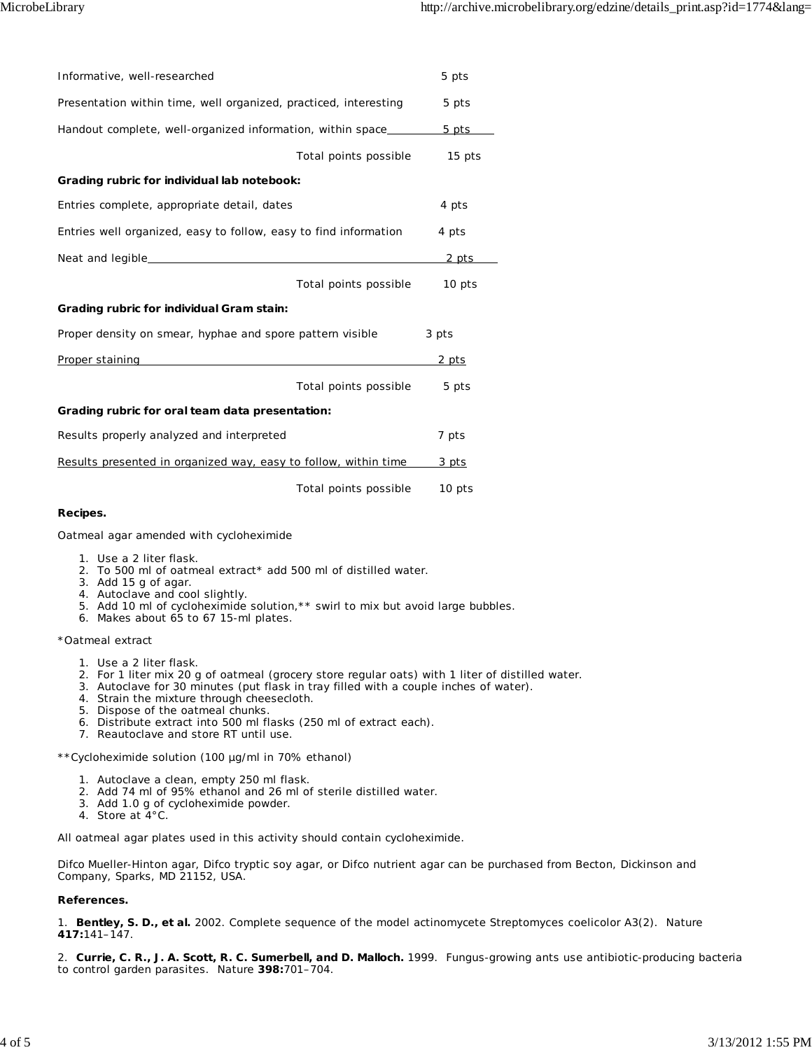| | |
|---|---|
| Informative, well-researched | 5 pts |
| Presentation within time, well organized, practiced, interesting | 5 pts |
| Handout complete, well-organized information, within space | 5 pts |
| Total points possible | 15 pts |

**Grading rubric for individual lab notebook:**

| | |
|---|---|
| Entries complete, appropriate detail, dates | 4 pts |
| Entries well organized, easy to follow, easy to find information | 4 pts |
| Neat and legible | 2 pts |
| Total points possible | 10 pts |

**Grading rubric for individual Gram stain:**

| | |
|---|---|
| Proper density on smear, hyphae and spore pattern visible | 3 pts |
| Proper staining | 2 pts |
| Total points possible | 5 pts |

**Grading rubric for oral team data presentation:**

| | |
|---|---|
| Results properly analyzed and interpreted | 7 pts |
| Results presented in organized way, easy to follow, within time | 3 pts |
| Total points possible | 10 pts |

**Recipes.**

Oatmeal agar amended with cycloheximide

1. Use a 2 liter flask.
2. To 500 ml of oatmeal extract* add 500 ml of distilled water.
3. Add 15 g of agar.
4. Autoclave and cool slightly.
5. Add 10 ml of cycloheximide solution,** swirl to mix but avoid large bubbles.
6. Makes about 65 to 67 15-ml plates.

*Oatmeal extract

1. Use a 2 liter flask.
2. For 1 liter mix 20 g of oatmeal (grocery store regular oats) with 1 liter of distilled water.
3. Autoclave for 30 minutes (put flask in tray filled with a couple inches of water).
4. Strain the mixture through cheesecloth.
5. Dispose of the oatmeal chunks.
6. Distribute extract into 500 ml flasks (250 ml of extract each).
7. Reautoclave and store RT until use.

**Cycloheximide solution (100 µg/ml in 70% ethanol)

1. Autoclave a clean, empty 250 ml flask.
2. Add 74 ml of 95% ethanol and 26 ml of sterile distilled water.
3. Add 1.0 g of cycloheximide powder.
4. Store at 4°C.

All oatmeal agar plates used in this activity should contain cycloheximide.

Difco Mueller-Hinton agar, Difco tryptic soy agar, or Difco nutrient agar can be purchased from Becton, Dickinson and Company, Sparks, MD 21152, USA.

**References.**

1. **Bentley, S. D., et al.** 2002. Complete sequence of the model actinomycete Streptomyces coelicolor A3(2). Nature **417:**141–147.

2. **Currie, C. R., J. A. Scott, R. C. Sumerbell, and D. Malloch.** 1999. Fungus-growing ants use antibiotic-producing bacteria to control garden parasites. Nature **398:**701–704.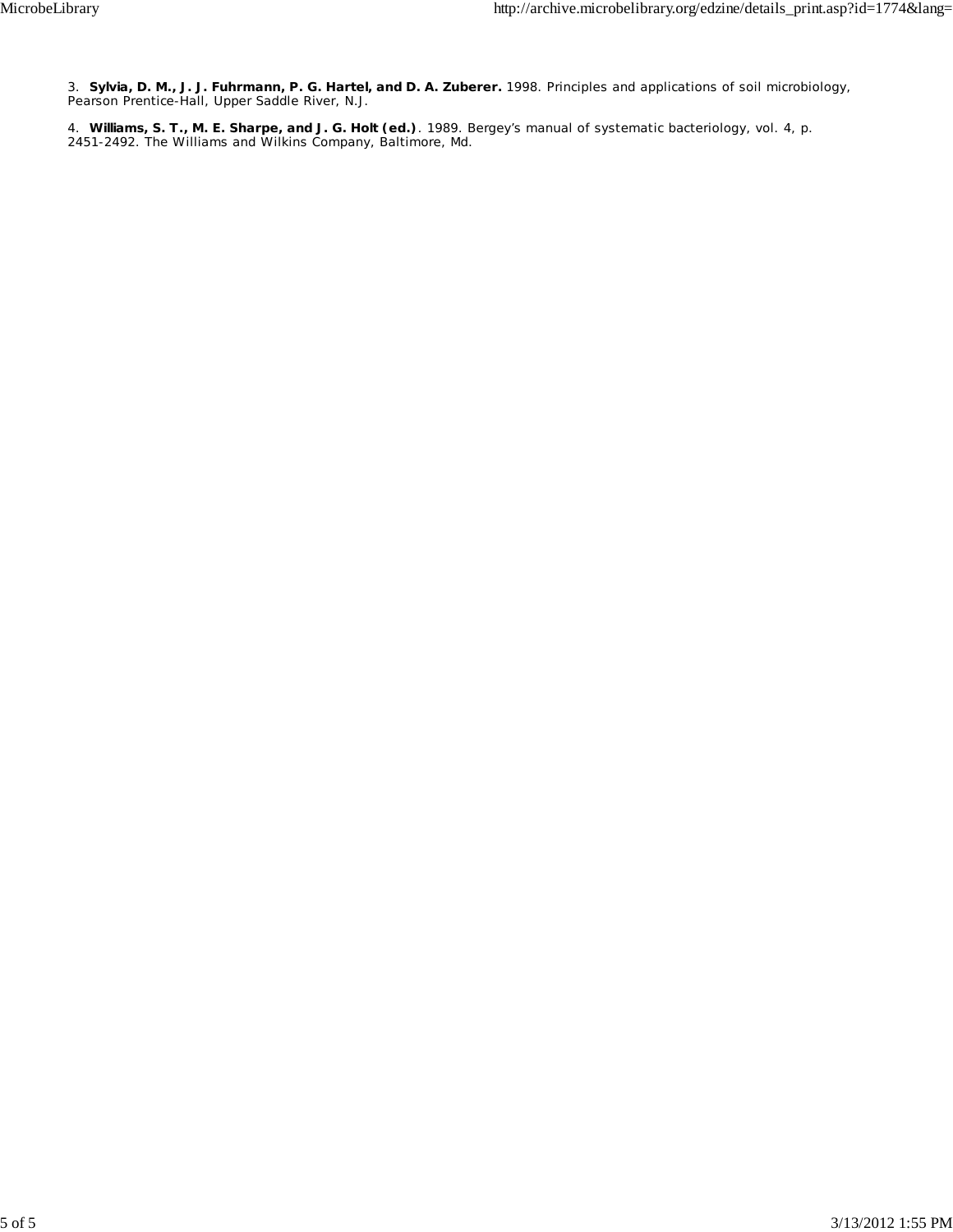3. **Sylvia, D. M., J. J. Fuhrmann, P. G. Hartel, and D. A. Zuberer.** 1998. Principles and applications of soil microbiology, Pearson Prentice-Hall, Upper Saddle River, N.J.

4. **Williams, S. T., M. E. Sharpe, and J. G. Holt (ed.)**. 1989. Bergey's manual of systematic bacteriology, vol. 4, p. 2451-2492. The Williams and Wilkins Company, Baltimore, Md.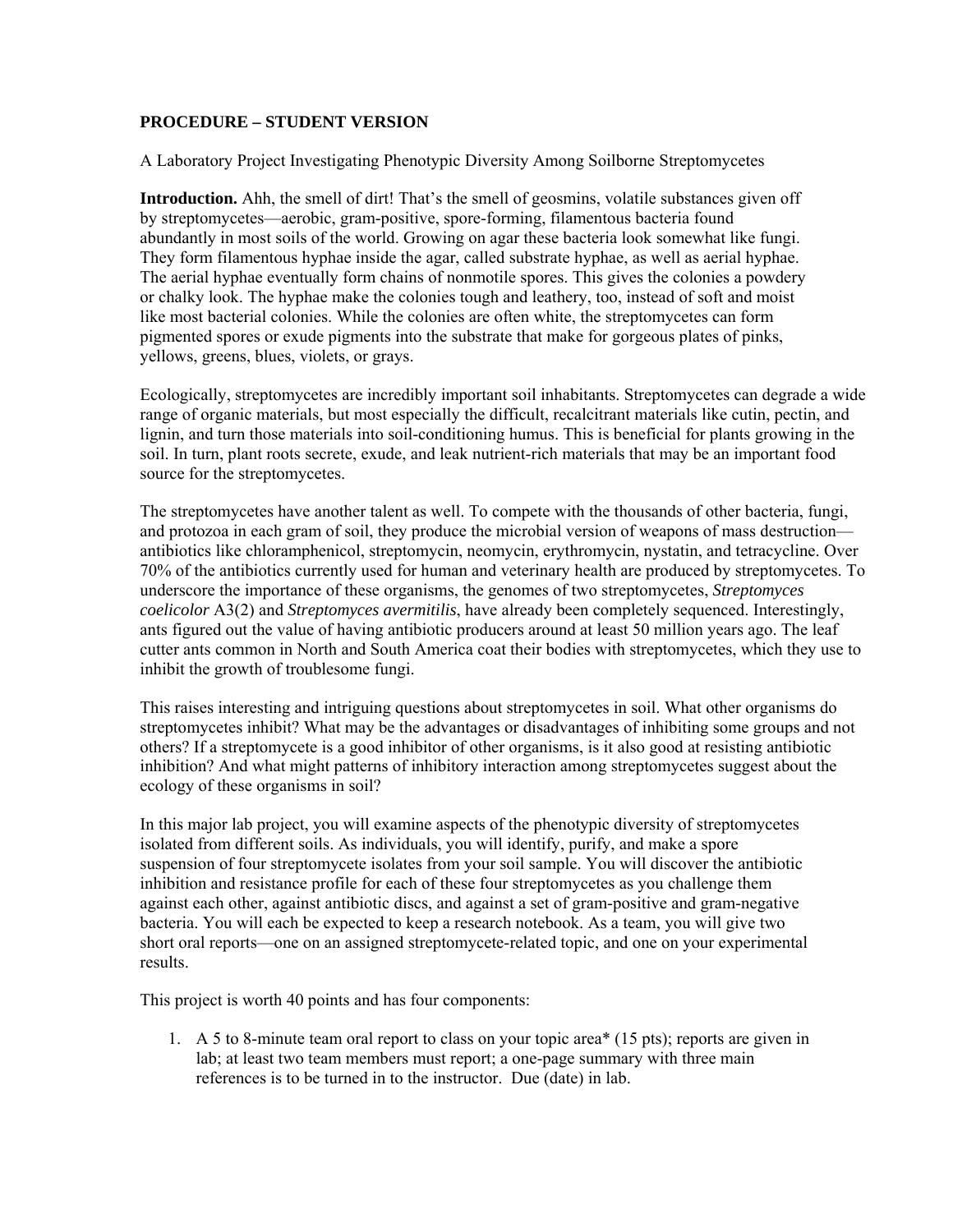**PROCEDURE – STUDENT VERSION**

A Laboratory Project Investigating Phenotypic Diversity Among Soilborne Streptomycetes

**Introduction.** Ahh, the smell of dirt! That's the smell of geosmins, volatile substances given off by streptomycetes—aerobic, gram-positive, spore-forming, filamentous bacteria found abundantly in most soils of the world. Growing on agar these bacteria look somewhat like fungi. They form filamentous hyphae inside the agar, called substrate hyphae, as well as aerial hyphae. The aerial hyphae eventually form chains of nonmotile spores. This gives the colonies a powdery or chalky look. The hyphae make the colonies tough and leathery, too, instead of soft and moist like most bacterial colonies. While the colonies are often white, the streptomycetes can form pigmented spores or exude pigments into the substrate that make for gorgeous plates of pinks, yellows, greens, blues, violets, or grays.

Ecologically, streptomycetes are incredibly important soil inhabitants. Streptomycetes can degrade a wide range of organic materials, but most especially the difficult, recalcitrant materials like cutin, pectin, and lignin, and turn those materials into soil-conditioning humus. This is beneficial for plants growing in the soil. In turn, plant roots secrete, exude, and leak nutrient-rich materials that may be an important food source for the streptomycetes.

The streptomycetes have another talent as well. To compete with the thousands of other bacteria, fungi, and protozoa in each gram of soil, they produce the microbial version of weapons of mass destruction—antibiotics like chloramphenicol, streptomycin, neomycin, erythromycin, nystatin, and tetracycline. Over 70% of the antibiotics currently used for human and veterinary health are produced by streptomycetes. To underscore the importance of these organisms, the genomes of two streptomycetes, *Streptomyces coelicolor* A3(2) and *Streptomyces avermitilis*, have already been completely sequenced. Interestingly, ants figured out the value of having antibiotic producers around at least 50 million years ago. The leaf cutter ants common in North and South America coat their bodies with streptomycetes, which they use to inhibit the growth of troublesome fungi.

This raises interesting and intriguing questions about streptomycetes in soil. What other organisms do streptomycetes inhibit? What may be the advantages or disadvantages of inhibiting some groups and not others? If a streptomycete is a good inhibitor of other organisms, is it also good at resisting antibiotic inhibition? And what might patterns of inhibitory interaction among streptomycetes suggest about the ecology of these organisms in soil?

In this major lab project, you will examine aspects of the phenotypic diversity of streptomycetes isolated from different soils. As individuals, you will identify, purify, and make a spore suspension of four streptomycete isolates from your soil sample. You will discover the antibiotic inhibition and resistance profile for each of these four streptomycetes as you challenge them against each other, against antibiotic discs, and against a set of gram-positive and gram-negative bacteria. You will each be expected to keep a research notebook. As a team, you will give two short oral reports—one on an assigned streptomycete-related topic, and one on your experimental results.

This project is worth 40 points and has four components:

1. A 5 to 8-minute team oral report to class on your topic area* (15 pts); reports are given in lab; at least two team members must report; a one-page summary with three main references is to be turned in to the instructor. Due (date) in lab.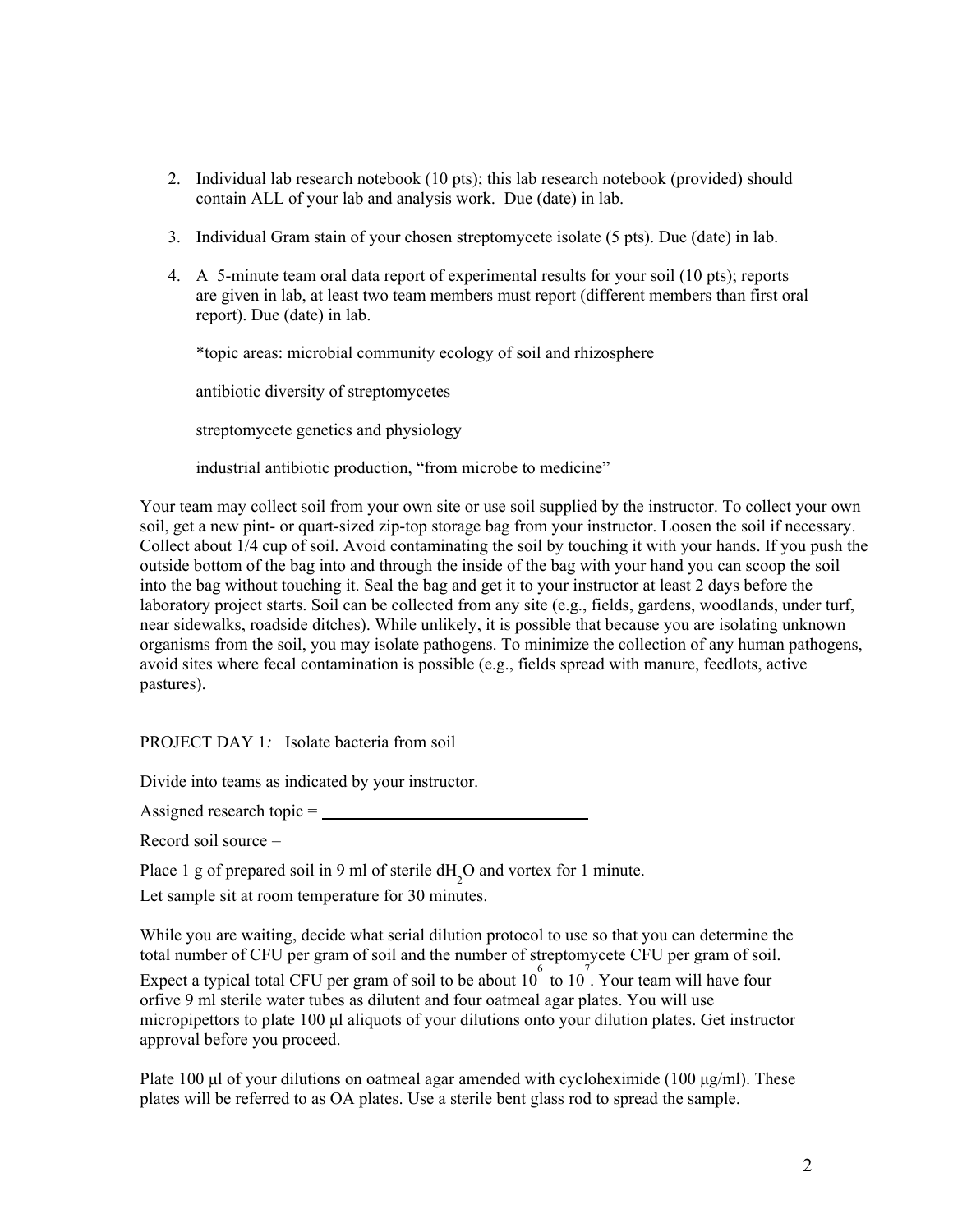2. Individual lab research notebook (10 pts); this lab research notebook (provided) should contain ALL of your lab and analysis work. Due (date) in lab.

3. Individual Gram stain of your chosen streptomycete isolate (5 pts). Due (date) in lab.

4. A 5-minute team oral data report of experimental results for your soil (10 pts); reports are given in lab, at least two team members must report (different members than first oral report). Due (date) in lab.

   *topic areas: microbial community ecology of soil and rhizosphere

   antibiotic diversity of streptomycetes

   streptomycete genetics and physiology

   industrial antibiotic production, "from microbe to medicine"

Your team may collect soil from your own site or use soil supplied by the instructor. To collect your own soil, get a new pint- or quart-sized zip-top storage bag from your instructor. Loosen the soil if necessary. Collect about 1/4 cup of soil. Avoid contaminating the soil by touching it with your hands. If you push the outside bottom of the bag into and through the inside of the bag with your hand you can scoop the soil into the bag without touching it. Seal the bag and get it to your instructor at least 2 days before the laboratory project starts. Soil can be collected from any site (e.g., fields, gardens, woodlands, under turf, near sidewalks, roadside ditches). While unlikely, it is possible that because you are isolating unknown organisms from the soil, you may isolate pathogens. To minimize the collection of any human pathogens, avoid sites where fecal contamination is possible (e.g., fields spread with manure, feedlots, active pastures).

PROJECT DAY 1*:* Isolate bacteria from soil

Divide into teams as indicated by your instructor.

Assigned research topic = ________________________________

Record soil source = ____________________________________

Place 1 g of prepared soil in 9 ml of sterile $dH_2O$ and vortex for 1 minute.

Let sample sit at room temperature for 30 minutes.

While you are waiting, decide what serial dilution protocol to use so that you can determine the total number of CFU per gram of soil and the number of streptomycete CFU per gram of soil. Expect a typical total CFU per gram of soil to be about $10^6$ to $10^7$. Your team will have four orfive 9 ml sterile water tubes as dilutent and four oatmeal agar plates. You will use micropipettors to plate 100 μl aliquots of your dilutions onto your dilution plates. Get instructor approval before you proceed.

Plate 100 μl of your dilutions on oatmeal agar amended with cycloheximide (100 μg/ml). These plates will be referred to as OA plates. Use a sterile bent glass rod to spread the sample.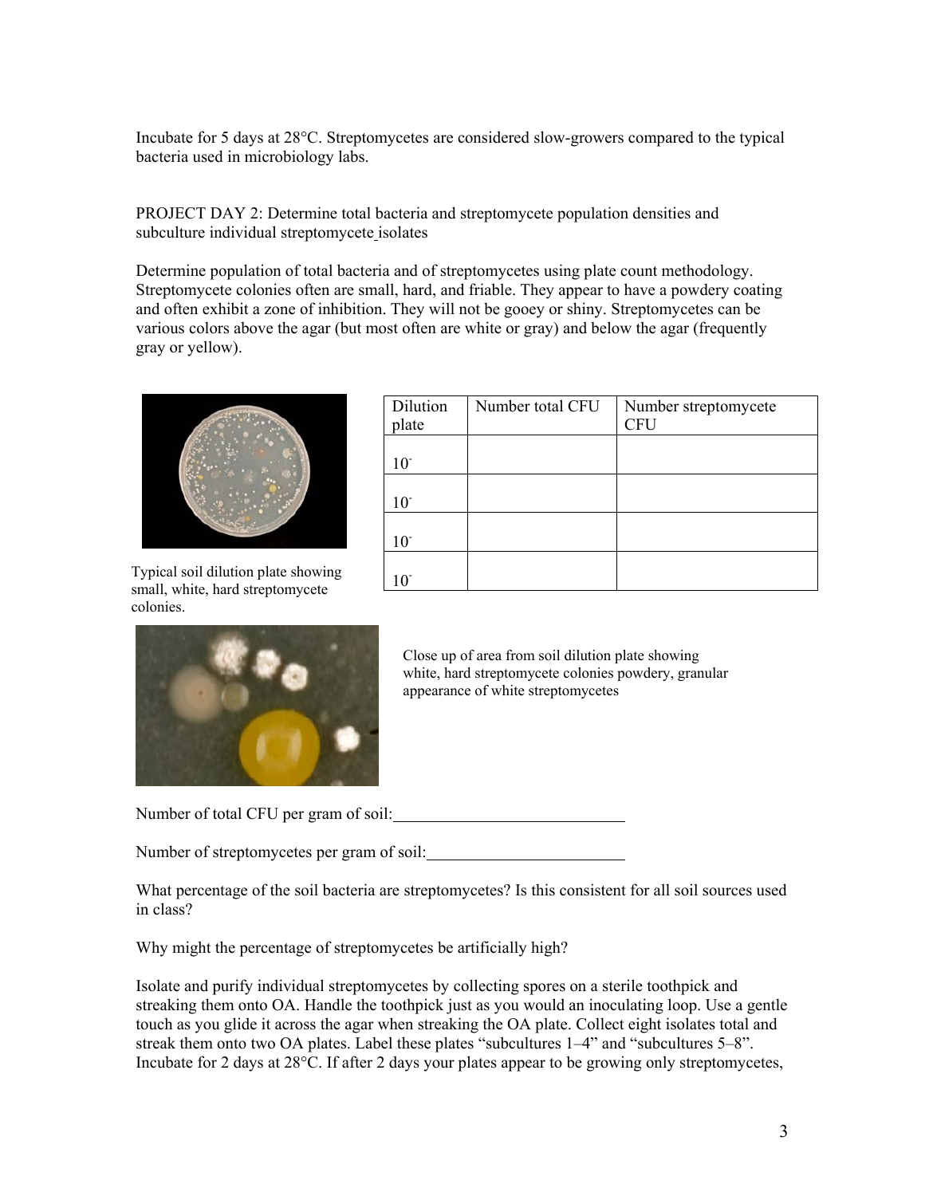Incubate for 5 days at 28°C. Streptomycetes are considered slow-growers compared to the typical bacteria used in microbiology labs.

PROJECT DAY 2: Determine total bacteria and streptomycete population densities and subculture individual streptomycete isolates

Determine population of total bacteria and of streptomycetes using plate count methodology. Streptomycete colonies often are small, hard, and friable. They appear to have a powdery coating and often exhibit a zone of inhibition. They will not be gooey or shiny. Streptomycetes can be various colors above the agar (but most often are white or gray) and below the agar (frequently gray or yellow).

Typical soil dilution plate showing small, white, hard streptomycete colonies.

| Dilution plate | Number total CFU | Number streptomycete CFU |
|---|---|---|
| $10^{-}$ | | |
| $10^{-}$ | | |
| $10^{-}$ | | |
| $10^{-}$ | | |

Close up of area from soil dilution plate showing white, hard streptomycete colonies powdery, granular appearance of white streptomycetes

Number of total CFU per gram of soil:\_\_\_\_\_\_\_\_\_\_\_\_\_\_\_\_\_\_\_\_\_\_\_\_\_\_

Number of streptomycetes per gram of soil:\_\_\_\_\_\_\_\_\_\_\_\_\_\_\_\_\_\_\_\_\_\_\_

What percentage of the soil bacteria are streptomycetes? Is this consistent for all soil sources used in class?

Why might the percentage of streptomycetes be artificially high?

Isolate and purify individual streptomycetes by collecting spores on a sterile toothpick and streaking them onto OA. Handle the toothpick just as you would an inoculating loop. Use a gentle touch as you glide it across the agar when streaking the OA plate. Collect eight isolates total and streak them onto two OA plates. Label these plates "subcultures 1–4" and "subcultures 5–8". Incubate for 2 days at 28°C. If after 2 days your plates appear to be growing only streptomycetes,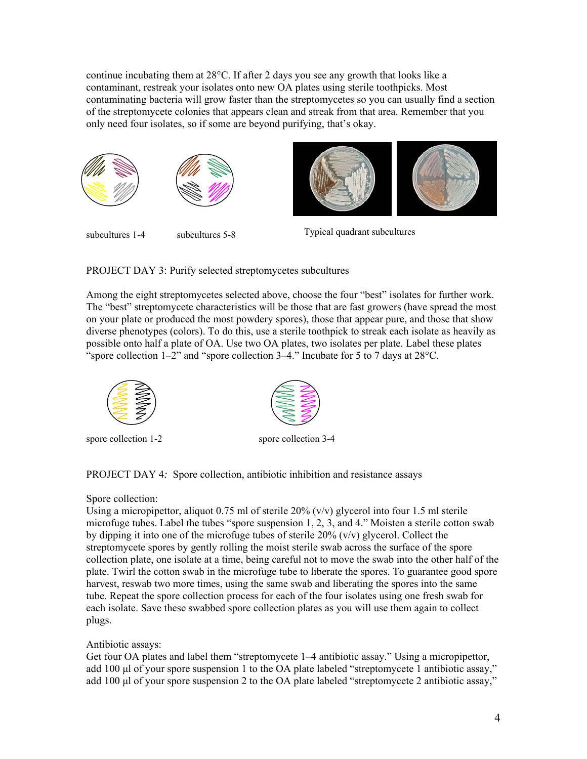continue incubating them at 28°C. If after 2 days you see any growth that looks like a contaminant, restreak your isolates onto new OA plates using sterile toothpicks. Most contaminating bacteria will grow faster than the streptomycetes so you can usually find a section of the streptomycete colonies that appears clean and streak from that area. Remember that you only need four isolates, so if some are beyond purifying, that's okay.

subcultures 1-4

subcultures 5-8

Typical quadrant subcultures

PROJECT DAY 3: Purify selected streptomycetes subcultures

Among the eight streptomycetes selected above, choose the four "best" isolates for further work. The "best" streptomycete characteristics will be those that are fast growers (have spread the most on your plate or produced the most powdery spores), those that appear pure, and those that show diverse phenotypes (colors). To do this, use a sterile toothpick to streak each isolate as heavily as possible onto half a plate of OA. Use two OA plates, two isolates per plate. Label these plates "spore collection 1–2" and "spore collection 3–4." Incubate for 5 to 7 days at 28°C.

spore collection 1-2

spore collection 3-4

PROJECT DAY 4: Spore collection, antibiotic inhibition and resistance assays

Spore collection:
Using a micropipettor, aliquot 0.75 ml of sterile 20% (v/v) glycerol into four 1.5 ml sterile microfuge tubes. Label the tubes "spore suspension 1, 2, 3, and 4." Moisten a sterile cotton swab by dipping it into one of the microfuge tubes of sterile 20% (v/v) glycerol. Collect the streptomycete spores by gently rolling the moist sterile swab across the surface of the spore collection plate, one isolate at a time, being careful not to move the swab into the other half of the plate. Twirl the cotton swab in the microfuge tube to liberate the spores. To guarantee good spore harvest, reswab two more times, using the same swab and liberating the spores into the same tube. Repeat the spore collection process for each of the four isolates using one fresh swab for each isolate. Save these swabbed spore collection plates as you will use them again to collect plugs.

Antibiotic assays:
Get four OA plates and label them "streptomycete 1–4 antibiotic assay." Using a micropipettor, add 100 µl of your spore suspension 1 to the OA plate labeled "streptomycete 1 antibiotic assay," add 100 µl of your spore suspension 2 to the OA plate labeled "streptomycete 2 antibiotic assay,"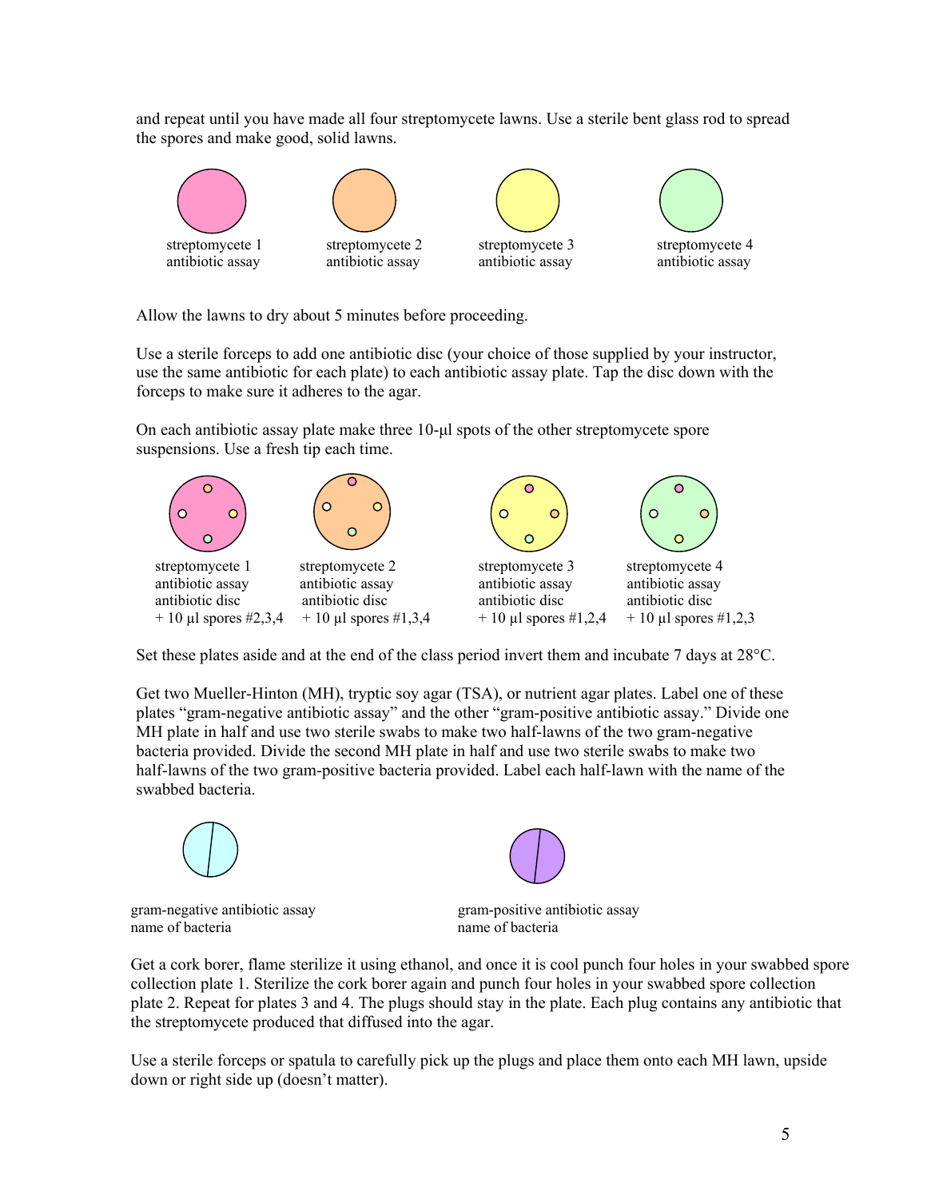and repeat until you have made all four streptomycete lawns. Use a sterile bent glass rod to spread the spores and make good, solid lawns.

streptomycete 1 antibiotic assay

streptomycete 2 antibiotic assay

streptomycete 3 antibiotic assay

streptomycete 4 antibiotic assay

Allow the lawns to dry about 5 minutes before proceeding.

Use a sterile forceps to add one antibiotic disc (your choice of those supplied by your instructor, use the same antibiotic for each plate) to each antibiotic assay plate. Tap the disc down with the forceps to make sure it adheres to the agar.

On each antibiotic assay plate make three 10-µl spots of the other streptomycete spore suspensions. Use a fresh tip each time.

streptomycete 1 antibiotic assay antibiotic disc + 10 µl spores #2,3,4

streptomycete 2 antibiotic assay antibiotic disc + 10 µl spores #1,3,4

streptomycete 3 antibiotic assay antibiotic disc + 10 µl spores #1,2,4

streptomycete 4 antibiotic assay antibiotic disc + 10 µl spores #1,2,3

Set these plates aside and at the end of the class period invert them and incubate 7 days at 28°C.

Get two Mueller-Hinton (MH), tryptic soy agar (TSA), or nutrient agar plates. Label one of these plates "gram-negative antibiotic assay" and the other "gram-positive antibiotic assay." Divide one MH plate in half and use two sterile swabs to make two half-lawns of the two gram-negative bacteria provided. Divide the second MH plate in half and use two sterile swabs to make two half-lawns of the two gram-positive bacteria provided. Label each half-lawn with the name of the swabbed bacteria.

gram-negative antibiotic assay
name of bacteria

gram-positive antibiotic assay
name of bacteria

Get a cork borer, flame sterilize it using ethanol, and once it is cool punch four holes in your swabbed spore collection plate 1. Sterilize the cork borer again and punch four holes in your swabbed spore collection plate 2. Repeat for plates 3 and 4. The plugs should stay in the plate. Each plug contains any antibiotic that the streptomycete produced that diffused into the agar.

Use a sterile forceps or spatula to carefully pick up the plugs and place them onto each MH lawn, upside down or right side up (doesn't matter).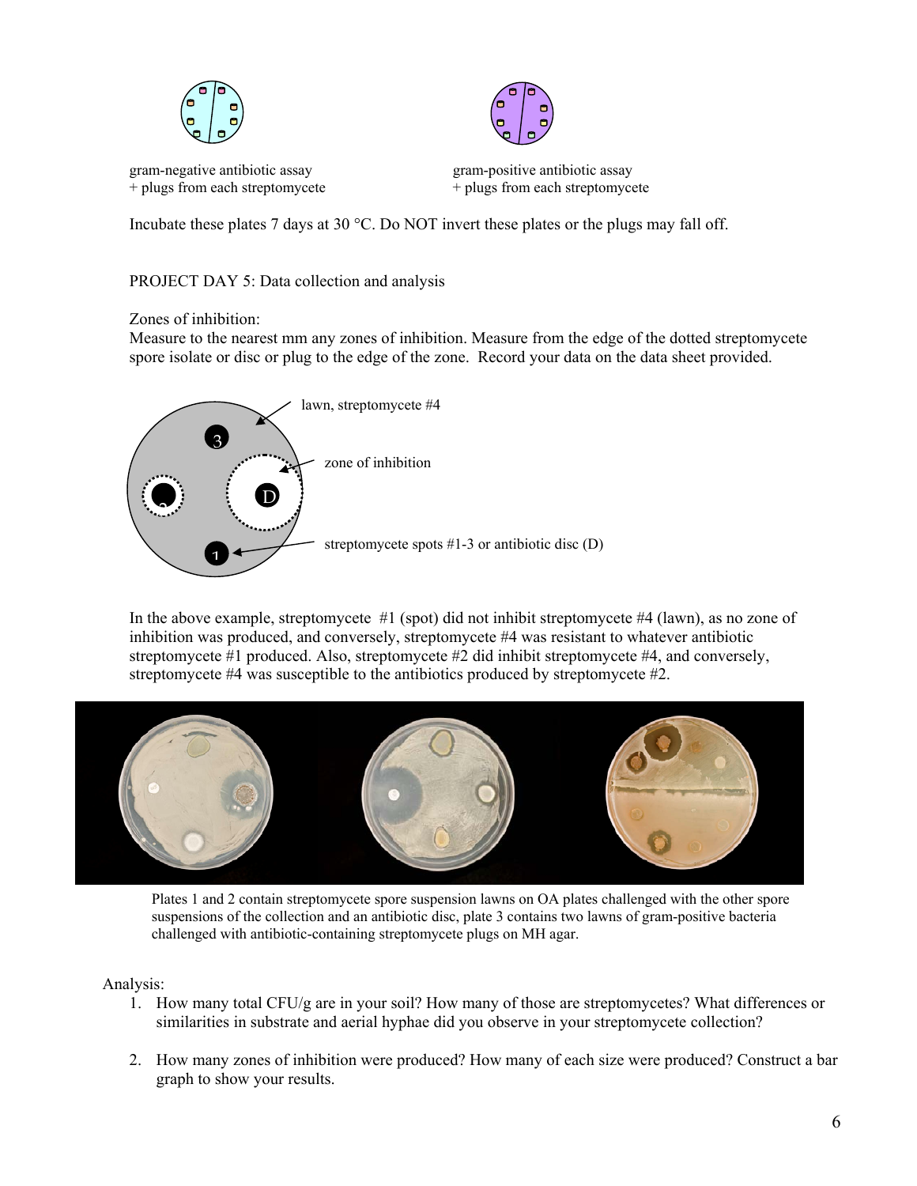gram-negative antibiotic assay
+ plugs from each streptomycete

gram-positive antibiotic assay
+ plugs from each streptomycete

Incubate these plates 7 days at 30 °C. Do NOT invert these plates or the plugs may fall off.

PROJECT DAY 5: Data collection and analysis

Zones of inhibition:
Measure to the nearest mm any zones of inhibition. Measure from the edge of the dotted streptomycete spore isolate or disc or plug to the edge of the zone. Record your data on the data sheet provided.

lawn, streptomycete #4

zone of inhibition

streptomycete spots #1-3 or antibiotic disc (D)

In the above example, streptomycete #1 (spot) did not inhibit streptomycete #4 (lawn), as no zone of inhibition was produced, and conversely, streptomycete #4 was resistant to whatever antibiotic streptomycete #1 produced. Also, streptomycete #2 did inhibit streptomycete #4, and conversely, streptomycete #4 was susceptible to the antibiotics produced by streptomycete #2.

Plates 1 and 2 contain streptomycete spore suspension lawns on OA plates challenged with the other spore suspensions of the collection and an antibiotic disc, plate 3 contains two lawns of gram-positive bacteria challenged with antibiotic-containing streptomycete plugs on MH agar.

Analysis:

1. How many total CFU/g are in your soil? How many of those are streptomycetes? What differences or similarities in substrate and aerial hyphae did you observe in your streptomycete collection?
2. How many zones of inhibition were produced? How many of each size were produced? Construct a bar graph to show your results.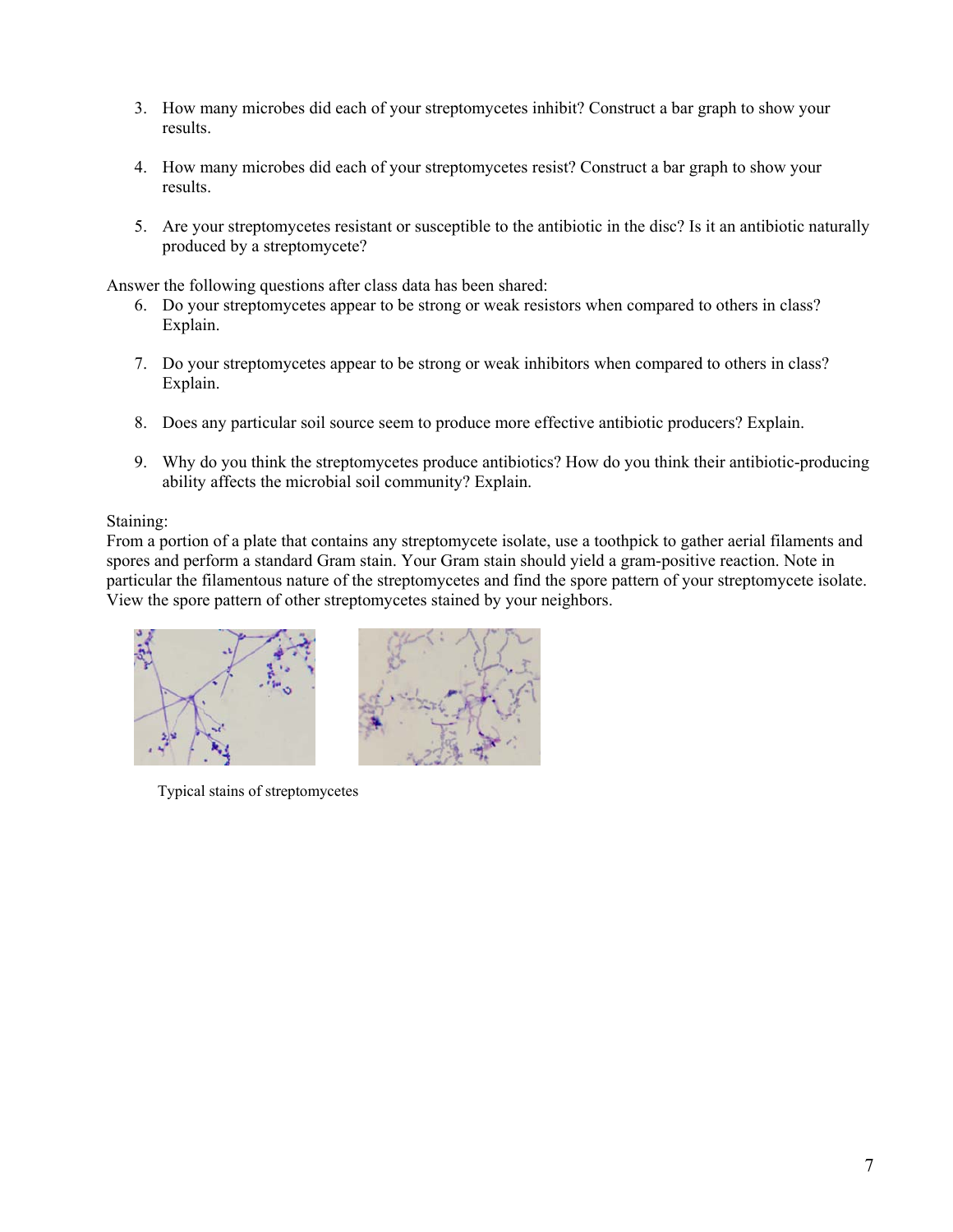3. How many microbes did each of your streptomycetes inhibit? Construct a bar graph to show your results.

4. How many microbes did each of your streptomycetes resist? Construct a bar graph to show your results.

5. Are your streptomycetes resistant or susceptible to the antibiotic in the disc? Is it an antibiotic naturally produced by a streptomycete?

Answer the following questions after class data has been shared:

6. Do your streptomycetes appear to be strong or weak resistors when compared to others in class? Explain.

7. Do your streptomycetes appear to be strong or weak inhibitors when compared to others in class? Explain.

8. Does any particular soil source seem to produce more effective antibiotic producers? Explain.

9. Why do you think the streptomycetes produce antibiotics? How do you think their antibiotic-producing ability affects the microbial soil community? Explain.

Staining:

From a portion of a plate that contains any streptomycete isolate, use a toothpick to gather aerial filaments and spores and perform a standard Gram stain. Your Gram stain should yield a gram-positive reaction. Note in particular the filamentous nature of the streptomycetes and find the spore pattern of your streptomycete isolate. View the spore pattern of other streptomycetes stained by your neighbors.

Typical stains of streptomycetes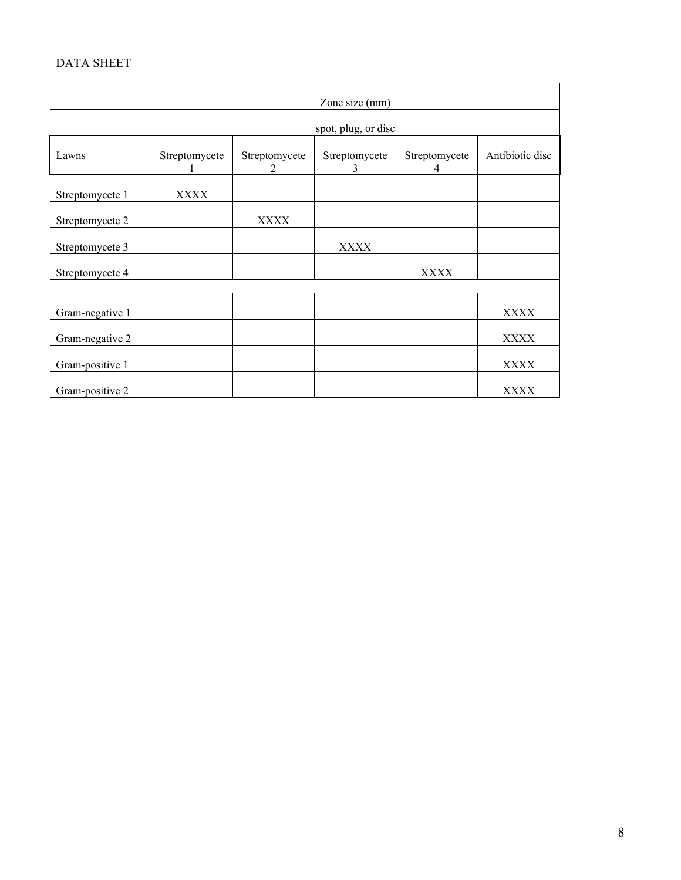DATA SHEET

| | Zone size (mm) | | | | |
|---|---|---|---|---|---|
| | spot, plug, or disc | | | | |
| Lawns | Streptomycete 1 | Streptomycete 2 | Streptomycete 3 | Streptomycete 4 | Antibiotic disc |
| Streptomycete 1 | XXXX | | | | |
| Streptomycete 2 | | XXXX | | | |
| Streptomycete 3 | | | XXXX | | |
| Streptomycete 4 | | | | XXXX | |
| | | | | | |
| Gram-negative 1 | | | | | XXXX |
| Gram-negative 2 | | | | | XXXX |
| Gram-positive 1 | | | | | XXXX |
| Gram-positive 2 | | | | | XXXX |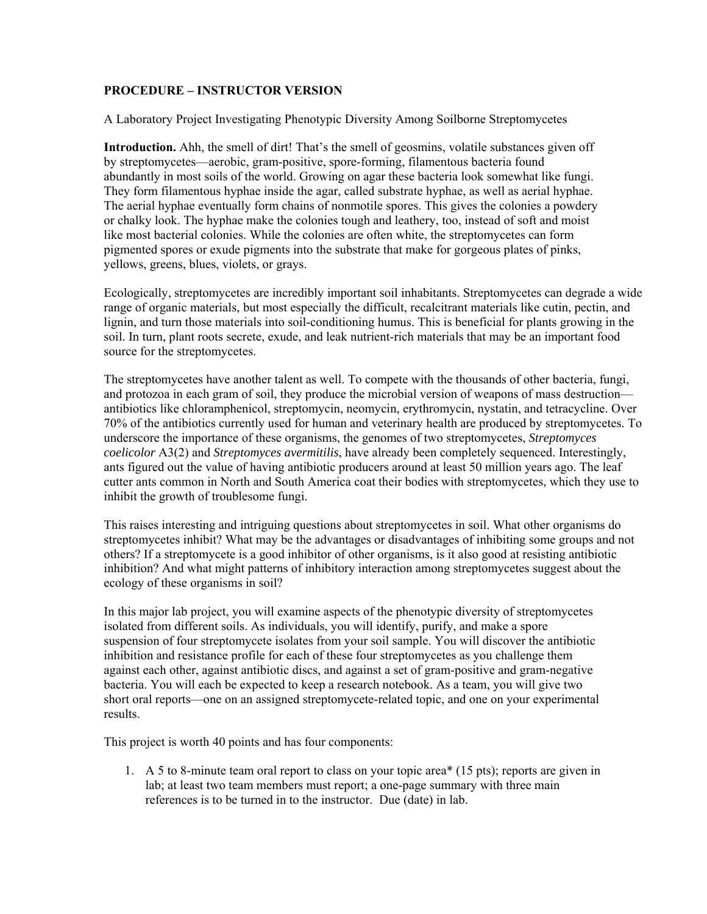**PROCEDURE – INSTRUCTOR VERSION**

A Laboratory Project Investigating Phenotypic Diversity Among Soilborne Streptomycetes

**Introduction.** Ahh, the smell of dirt! That's the smell of geosmins, volatile substances given off by streptomycetes—aerobic, gram-positive, spore-forming, filamentous bacteria found abundantly in most soils of the world. Growing on agar these bacteria look somewhat like fungi. They form filamentous hyphae inside the agar, called substrate hyphae, as well as aerial hyphae. The aerial hyphae eventually form chains of nonmotile spores. This gives the colonies a powdery or chalky look. The hyphae make the colonies tough and leathery, too, instead of soft and moist like most bacterial colonies. While the colonies are often white, the streptomycetes can form pigmented spores or exude pigments into the substrate that make for gorgeous plates of pinks, yellows, greens, blues, violets, or grays.

Ecologically, streptomycetes are incredibly important soil inhabitants. Streptomycetes can degrade a wide range of organic materials, but most especially the difficult, recalcitrant materials like cutin, pectin, and lignin, and turn those materials into soil-conditioning humus. This is beneficial for plants growing in the soil. In turn, plant roots secrete, exude, and leak nutrient-rich materials that may be an important food source for the streptomycetes.

The streptomycetes have another talent as well. To compete with the thousands of other bacteria, fungi, and protozoa in each gram of soil, they produce the microbial version of weapons of mass destruction—antibiotics like chloramphenicol, streptomycin, neomycin, erythromycin, nystatin, and tetracycline. Over 70% of the antibiotics currently used for human and veterinary health are produced by streptomycetes. To underscore the importance of these organisms, the genomes of two streptomycetes, *Streptomyces coelicolor* A3(2) and *Streptomyces avermitilis*, have already been completely sequenced. Interestingly, ants figured out the value of having antibiotic producers around at least 50 million years ago. The leaf cutter ants common in North and South America coat their bodies with streptomycetes, which they use to inhibit the growth of troublesome fungi.

This raises interesting and intriguing questions about streptomycetes in soil. What other organisms do streptomycetes inhibit? What may be the advantages or disadvantages of inhibiting some groups and not others? If a streptomycete is a good inhibitor of other organisms, is it also good at resisting antibiotic inhibition? And what might patterns of inhibitory interaction among streptomycetes suggest about the ecology of these organisms in soil?

In this major lab project, you will examine aspects of the phenotypic diversity of streptomycetes isolated from different soils. As individuals, you will identify, purify, and make a spore suspension of four streptomycete isolates from your soil sample. You will discover the antibiotic inhibition and resistance profile for each of these four streptomycetes as you challenge them against each other, against antibiotic discs, and against a set of gram-positive and gram-negative bacteria. You will each be expected to keep a research notebook. As a team, you will give two short oral reports—one on an assigned streptomycete-related topic, and one on your experimental results.

This project is worth 40 points and has four components:

1. A 5 to 8-minute team oral report to class on your topic area* (15 pts); reports are given in lab; at least two team members must report; a one-page summary with three main references is to be turned in to the instructor. Due (date) in lab.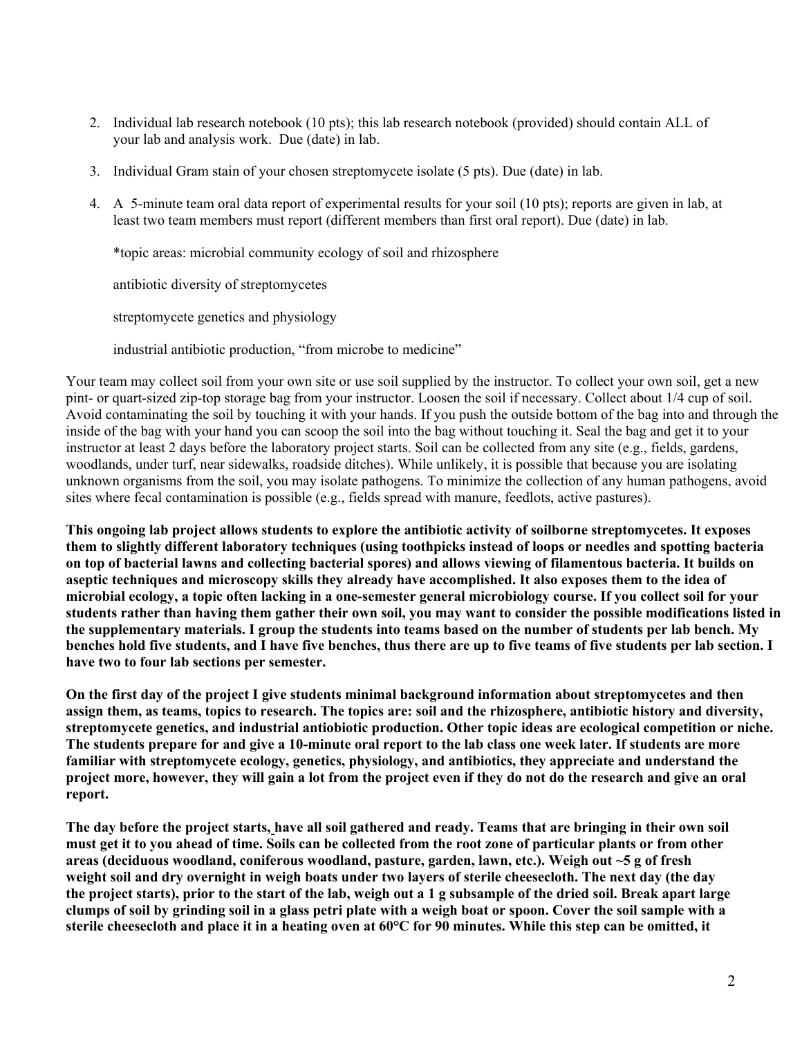2. Individual lab research notebook (10 pts); this lab research notebook (provided) should contain ALL of your lab and analysis work. Due (date) in lab.

3. Individual Gram stain of your chosen streptomycete isolate (5 pts). Due (date) in lab.

4. A 5-minute team oral data report of experimental results for your soil (10 pts); reports are given in lab, at least two team members must report (different members than first oral report). Due (date) in lab.

   *topic areas: microbial community ecology of soil and rhizosphere

   antibiotic diversity of streptomycetes

   streptomycete genetics and physiology

   industrial antibiotic production, "from microbe to medicine"

Your team may collect soil from your own site or use soil supplied by the instructor. To collect your own soil, get a new pint- or quart-sized zip-top storage bag from your instructor. Loosen the soil if necessary. Collect about 1/4 cup of soil. Avoid contaminating the soil by touching it with your hands. If you push the outside bottom of the bag into and through the inside of the bag with your hand you can scoop the soil into the bag without touching it. Seal the bag and get it to your instructor at least 2 days before the laboratory project starts. Soil can be collected from any site (e.g., fields, gardens, woodlands, under turf, near sidewalks, roadside ditches). While unlikely, it is possible that because you are isolating unknown organisms from the soil, you may isolate pathogens. To minimize the collection of any human pathogens, avoid sites where fecal contamination is possible (e.g., fields spread with manure, feedlots, active pastures).

**This ongoing lab project allows students to explore the antibiotic activity of soilborne streptomycetes. It exposes them to slightly different laboratory techniques (using toothpicks instead of loops or needles and spotting bacteria on top of bacterial lawns and collecting bacterial spores) and allows viewing of filamentous bacteria. It builds on aseptic techniques and microscopy skills they already have accomplished. It also exposes them to the idea of microbial ecology, a topic often lacking in a one-semester general microbiology course. If you collect soil for your students rather than having them gather their own soil, you may want to consider the possible modifications listed in the supplementary materials. I group the students into teams based on the number of students per lab bench. My benches hold five students, and I have five benches, thus there are up to five teams of five students per lab section. I have two to four lab sections per semester.**

**On the first day of the project I give students minimal background information about streptomycetes and then assign them, as teams, topics to research. The topics are: soil and the rhizosphere, antibiotic history and diversity, streptomycete genetics, and industrial antiobiotic production. Other topic ideas are ecological competition or niche. The students prepare for and give a 10-minute oral report to the lab class one week later. If students are more familiar with streptomycete ecology, genetics, physiology, and antibiotics, they appreciate and understand the project more, however, they will gain a lot from the project even if they do not do the research and give an oral report.**

**The day before the project starts, have all soil gathered and ready. Teams that are bringing in their own soil must get it to you ahead of time. Soils can be collected from the root zone of particular plants or from other areas (deciduous woodland, coniferous woodland, pasture, garden, lawn, etc.). Weigh out ~5 g of fresh weight soil and dry overnight in weigh boats under two layers of sterile cheesecloth. The next day (the day the project starts), prior to the start of the lab, weigh out a 1 g subsample of the dried soil. Break apart large clumps of soil by grinding soil in a glass petri plate with a weigh boat or spoon. Cover the soil sample with a sterile cheesecloth and place it in a heating oven at 60°C for 90 minutes. While this step can be omitted, it**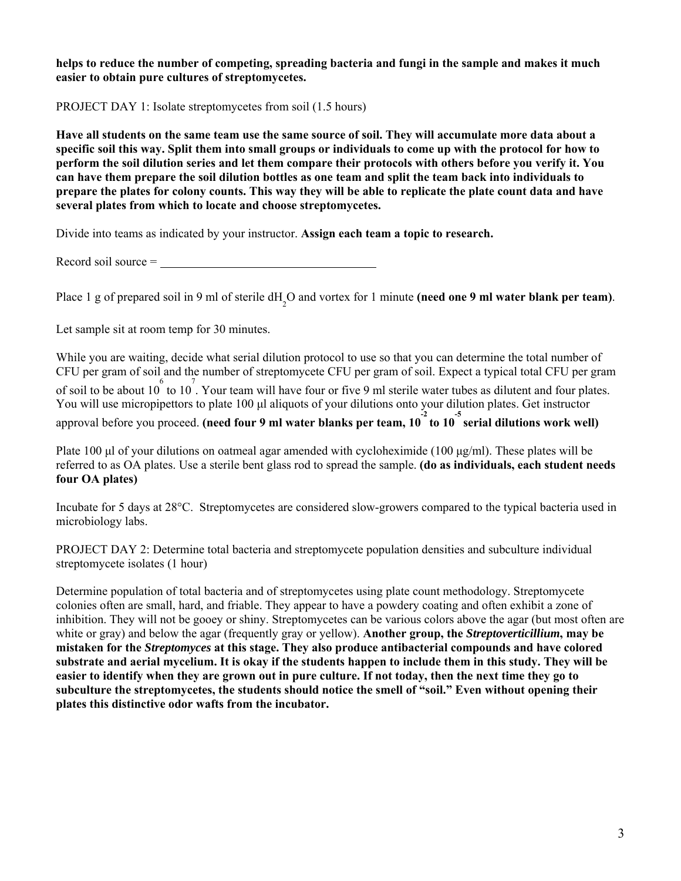**helps to reduce the number of competing, spreading bacteria and fungi in the sample and makes it much easier to obtain pure cultures of streptomycetes.**

PROJECT DAY 1: Isolate streptomycetes from soil (1.5 hours)

**Have all students on the same team use the same source of soil. They will accumulate more data about a specific soil this way. Split them into small groups or individuals to come up with the protocol for how to perform the soil dilution series and let them compare their protocols with others before you verify it. You can have them prepare the soil dilution bottles as one team and split the team back into individuals to prepare the plates for colony counts. This way they will be able to replicate the plate count data and have several plates from which to locate and choose streptomycetes.**

Divide into teams as indicated by your instructor. **Assign each team a topic to research.**

Record soil source = ____________________________________

Place 1 g of prepared soil in 9 ml of sterile $dH_2O$ and vortex for 1 minute **(need one 9 ml water blank per team)**.

Let sample sit at room temp for 30 minutes.

While you are waiting, decide what serial dilution protocol to use so that you can determine the total number of CFU per gram of soil and the number of streptomycete CFU per gram of soil. Expect a typical total CFU per gram of soil to be about $10^6$ to $10^7$. Your team will have four or five 9 ml sterile water tubes as dilutent and four plates. You will use micropipettors to plate 100 µl aliquots of your dilutions onto your dilution plates. Get instructor approval before you proceed. **(need four 9 ml water blanks per team, $10^{-2}$ to $10^{-5}$ serial dilutions work well)**

Plate 100 µl of your dilutions on oatmeal agar amended with cycloheximide (100 µg/ml). These plates will be referred to as OA plates. Use a sterile bent glass rod to spread the sample. **(do as individuals, each student needs four OA plates)**

Incubate for 5 days at 28°C. Streptomycetes are considered slow-growers compared to the typical bacteria used in microbiology labs.

PROJECT DAY 2: Determine total bacteria and streptomycete population densities and subculture individual streptomycete isolates (1 hour)

Determine population of total bacteria and of streptomycetes using plate count methodology. Streptomycete colonies often are small, hard, and friable. They appear to have a powdery coating and often exhibit a zone of inhibition. They will not be gooey or shiny. Streptomycetes can be various colors above the agar (but most often are white or gray) and below the agar (frequently gray or yellow). **Another group, the *Streptoverticillium*, may be mistaken for the *Streptomyces* at this stage. They also produce antibacterial compounds and have colored substrate and aerial mycelium. It is okay if the students happen to include them in this study. They will be easier to identify when they are grown out in pure culture. If not today, then the next time they go to subculture the streptomycetes, the students should notice the smell of "soil." Even without opening their plates this distinctive odor wafts from the incubator.**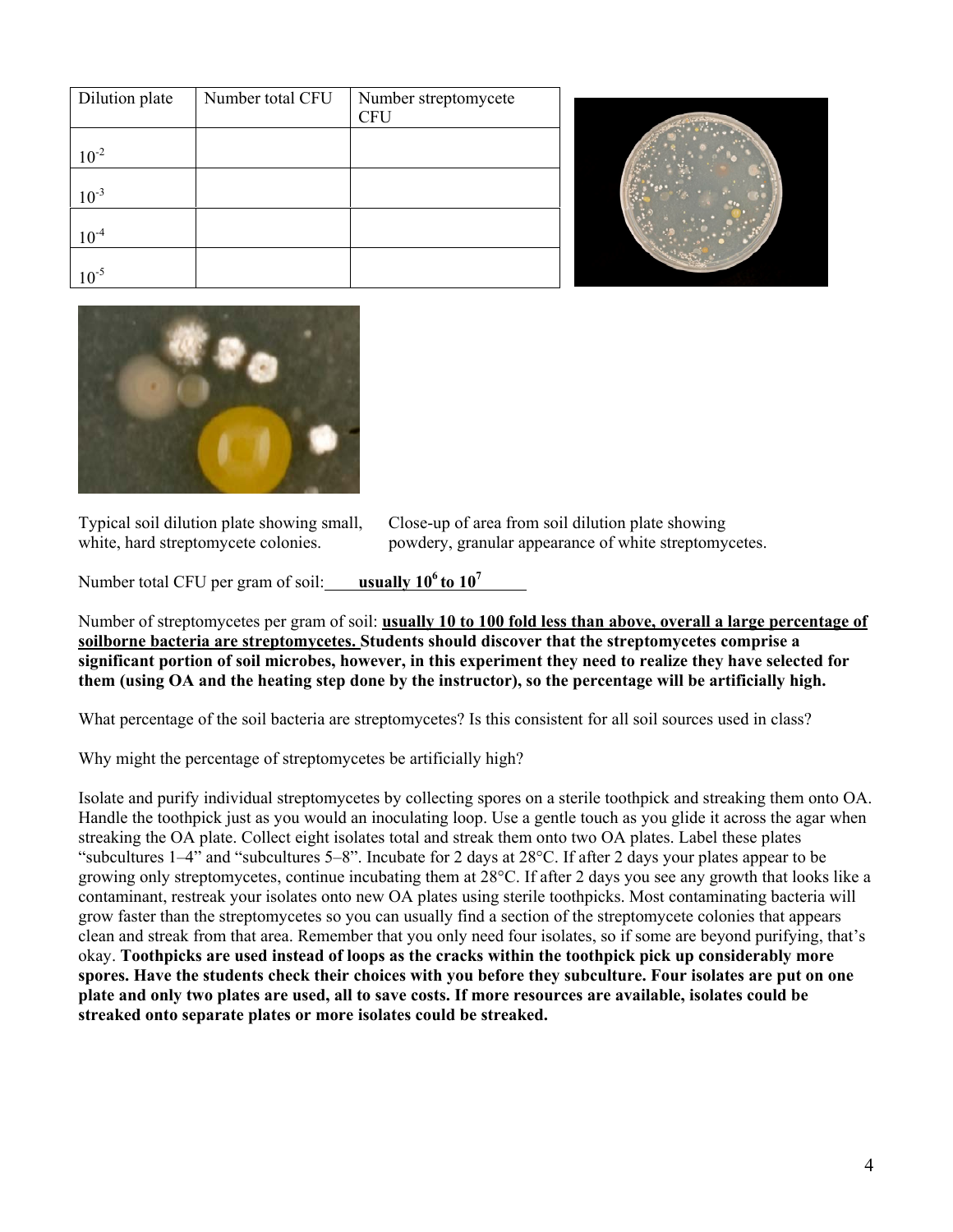| Dilution plate | Number total CFU | Number streptomycete CFU |
|---|---|---|
| $10^{-2}$ | | |
| $10^{-3}$ | | |
| $10^{-4}$ | | |
| $10^{-5}$ | | |

Typical soil dilution plate showing small, white, hard streptomycete colonies.

Close-up of area from soil dilution plate showing powdery, granular appearance of white streptomycetes.

Number total CFU per gram of soil: **usually $10^6$ to $10^7$**

Number of streptomycetes per gram of soil: **usually 10 to 100 fold less than above, overall a large percentage of soilborne bacteria are streptomycetes. Students should discover that the streptomycetes comprise a significant portion of soil microbes, however, in this experiment they need to realize they have selected for them (using OA and the heating step done by the instructor), so the percentage will be artificially high.**

What percentage of the soil bacteria are streptomycetes? Is this consistent for all soil sources used in class?

Why might the percentage of streptomycetes be artificially high?

Isolate and purify individual streptomycetes by collecting spores on a sterile toothpick and streaking them onto OA. Handle the toothpick just as you would an inoculating loop. Use a gentle touch as you glide it across the agar when streaking the OA plate. Collect eight isolates total and streak them onto two OA plates. Label these plates "subcultures 1–4" and "subcultures 5–8". Incubate for 2 days at 28°C. If after 2 days your plates appear to be growing only streptomycetes, continue incubating them at 28°C. If after 2 days you see any growth that looks like a contaminant, restreak your isolates onto new OA plates using sterile toothpicks. Most contaminating bacteria will grow faster than the streptomycetes so you can usually find a section of the streptomycete colonies that appears clean and streak from that area. Remember that you only need four isolates, so if some are beyond purifying, that's okay. **Toothpicks are used instead of loops as the cracks within the toothpick pick up considerably more spores. Have the students check their choices with you before they subculture. Four isolates are put on one plate and only two plates are used, all to save costs. If more resources are available, isolates could be streaked onto separate plates or more isolates could be streaked.**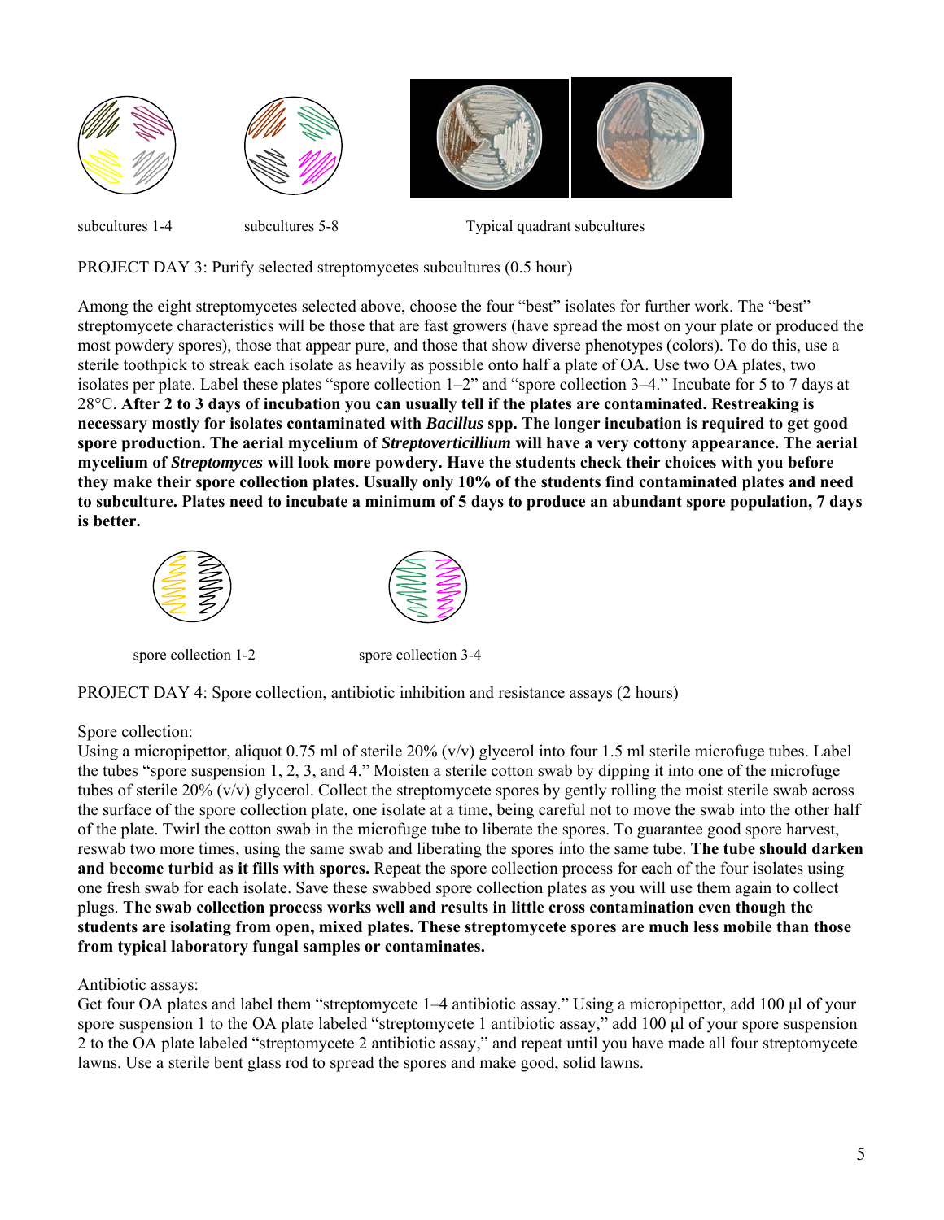subcultures 1-4　　　subcultures 5-8　　　Typical quadrant subcultures

PROJECT DAY 3: Purify selected streptomycetes subcultures (0.5 hour)

Among the eight streptomycetes selected above, choose the four "best" isolates for further work. The "best" streptomycete characteristics will be those that are fast growers (have spread the most on your plate or produced the most powdery spores), those that appear pure, and those that show diverse phenotypes (colors). To do this, use a sterile toothpick to streak each isolate as heavily as possible onto half a plate of OA. Use two OA plates, two isolates per plate. Label these plates "spore collection 1–2" and "spore collection 3–4." Incubate for 5 to 7 days at 28°C. **After 2 to 3 days of incubation you can usually tell if the plates are contaminated. Restreaking is necessary mostly for isolates contaminated with *Bacillus* spp. The longer incubation is required to get good spore production. The aerial mycelium of *Streptoverticillium* will have a very cottony appearance. The aerial mycelium of *Streptomyces* will look more powdery. Have the students check their choices with you before they make their spore collection plates. Usually only 10% of the students find contaminated plates and need to subculture. Plates need to incubate a minimum of 5 days to produce an abundant spore population, 7 days is better.**

spore collection 1-2　　　spore collection 3-4

PROJECT DAY 4: Spore collection, antibiotic inhibition and resistance assays (2 hours)

Spore collection:
Using a micropipettor, aliquot 0.75 ml of sterile 20% (v/v) glycerol into four 1.5 ml sterile microfuge tubes. Label the tubes "spore suspension 1, 2, 3, and 4." Moisten a sterile cotton swab by dipping it into one of the microfuge tubes of sterile 20% (v/v) glycerol. Collect the streptomycete spores by gently rolling the moist sterile swab across the surface of the spore collection plate, one isolate at a time, being careful not to move the swab into the other half of the plate. Twirl the cotton swab in the microfuge tube to liberate the spores. To guarantee good spore harvest, reswab two more times, using the same swab and liberating the spores into the same tube. **The tube should darken and become turbid as it fills with spores.** Repeat the spore collection process for each of the four isolates using one fresh swab for each isolate. Save these swabbed spore collection plates as you will use them again to collect plugs. **The swab collection process works well and results in little cross contamination even though the students are isolating from open, mixed plates. These streptomycete spores are much less mobile than those from typical laboratory fungal samples or contaminates.**

Antibiotic assays:
Get four OA plates and label them "streptomycete 1–4 antibiotic assay." Using a micropipettor, add 100 µl of your spore suspension 1 to the OA plate labeled "streptomycete 1 antibiotic assay," add 100 µl of your spore suspension 2 to the OA plate labeled "streptomycete 2 antibiotic assay," and repeat until you have made all four streptomycete lawns. Use a sterile bent glass rod to spread the spores and make good, solid lawns.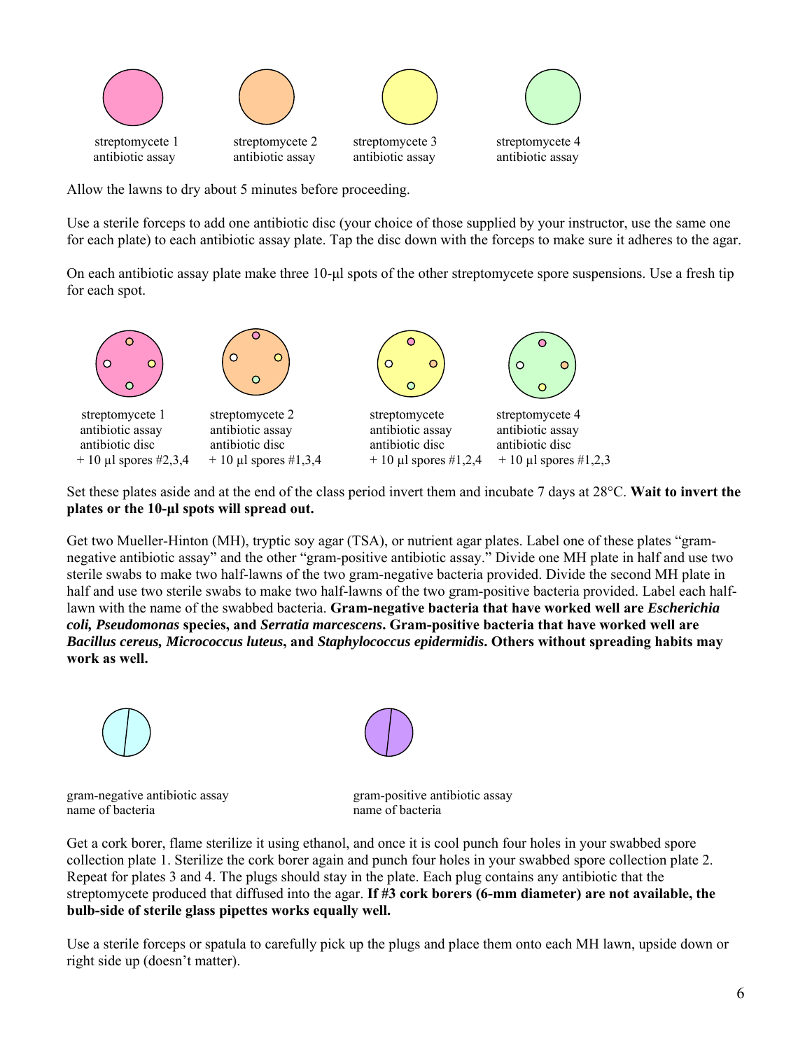streptomycete 1 antibiotic assay

streptomycete 2 antibiotic assay

streptomycete 3 antibiotic assay

streptomycete 4 antibiotic assay

Allow the lawns to dry about 5 minutes before proceeding.

Use a sterile forceps to add one antibiotic disc (your choice of those supplied by your instructor, use the same one for each plate) to each antibiotic assay plate. Tap the disc down with the forceps to make sure it adheres to the agar.

On each antibiotic assay plate make three 10-µl spots of the other streptomycete spore suspensions. Use a fresh tip for each spot.

streptomycete 1 antibiotic assay antibiotic disc + 10 µl spores #2,3,4

streptomycete 2 antibiotic assay antibiotic disc + 10 µl spores #1,3,4

streptomycete antibiotic assay antibiotic disc + 10 µl spores #1,2,4

streptomycete 4 antibiotic assay antibiotic disc + 10 µl spores #1,2,3

Set these plates aside and at the end of the class period invert them and incubate 7 days at 28°C. **Wait to invert the plates or the 10-µl spots will spread out.**

Get two Mueller-Hinton (MH), tryptic soy agar (TSA), or nutrient agar plates. Label one of these plates "gram-negative antibiotic assay" and the other "gram-positive antibiotic assay." Divide one MH plate in half and use two sterile swabs to make two half-lawns of the two gram-negative bacteria provided. Divide the second MH plate in half and use two sterile swabs to make two half-lawns of the two gram-positive bacteria provided. Label each half-lawn with the name of the swabbed bacteria. **Gram-negative bacteria that have worked well are *Escherichia coli, Pseudomonas* species, and *Serratia marcescens*. Gram-positive bacteria that have worked well are *Bacillus cereus, Micrococcus luteus*, and *Staphylococcus epidermidis*. Others without spreading habits may work as well.**

gram-negative antibiotic assay
name of bacteria

gram-positive antibiotic assay
name of bacteria

Get a cork borer, flame sterilize it using ethanol, and once it is cool punch four holes in your swabbed spore collection plate 1. Sterilize the cork borer again and punch four holes in your swabbed spore collection plate 2. Repeat for plates 3 and 4. The plugs should stay in the plate. Each plug contains any antibiotic that the streptomycete produced that diffused into the agar. **If #3 cork borers (6-mm diameter) are not available, the bulb-side of sterile glass pipettes works equally well.**

Use a sterile forceps or spatula to carefully pick up the plugs and place them onto each MH lawn, upside down or right side up (doesn't matter).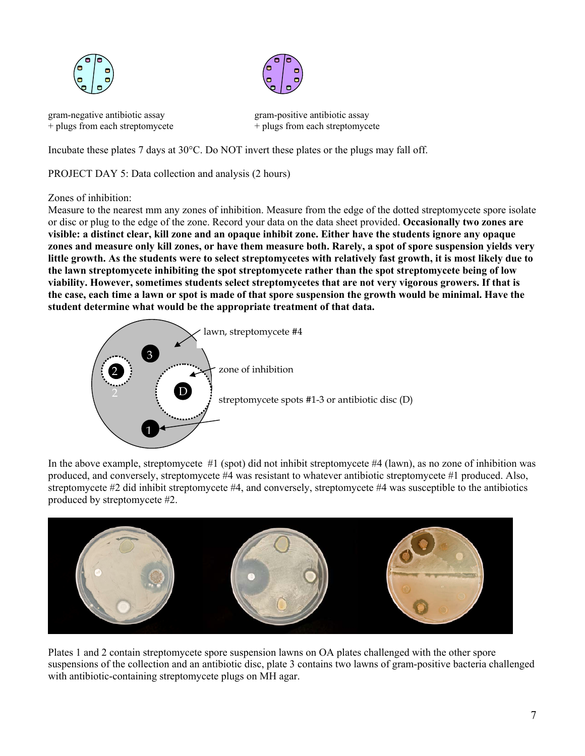gram-negative antibiotic assay
+ plugs from each streptomycete

gram-positive antibiotic assay
+ plugs from each streptomycete

Incubate these plates 7 days at 30°C. Do NOT invert these plates or the plugs may fall off.

PROJECT DAY 5: Data collection and analysis (2 hours)

Zones of inhibition:
Measure to the nearest mm any zones of inhibition. Measure from the edge of the dotted streptomycete spore isolate or disc or plug to the edge of the zone. Record your data on the data sheet provided. **Occasionally two zones are visible: a distinct clear, kill zone and an opaque inhibit zone. Either have the students ignore any opaque zones and measure only kill zones, or have them measure both. Rarely, a spot of spore suspension yields very little growth. As the students were to select streptomycetes with relatively fast growth, it is most likely due to the lawn streptomycete inhibiting the spot streptomycete rather than the spot streptomycete being of low viability. However, sometimes students select streptomycetes that are not very vigorous growers. If that is the case, each time a lawn or spot is made of that spore suspension the growth would be minimal. Have the student determine what would be the appropriate treatment of that data.**

lawn, streptomycete #4

zone of inhibition

streptomycete spots #1-3 or antibiotic disc (D)

In the above example, streptomycete #1 (spot) did not inhibit streptomycete #4 (lawn), as no zone of inhibition was produced, and conversely, streptomycete #4 was resistant to whatever antibiotic streptomycete #1 produced. Also, streptomycete #2 did inhibit streptomycete #4, and conversely, streptomycete #4 was susceptible to the antibiotics produced by streptomycete #2.

Plates 1 and 2 contain streptomycete spore suspension lawns on OA plates challenged with the other spore suspensions of the collection and an antibiotic disc, plate 3 contains two lawns of gram-positive bacteria challenged with antibiotic-containing streptomycete plugs on MH agar.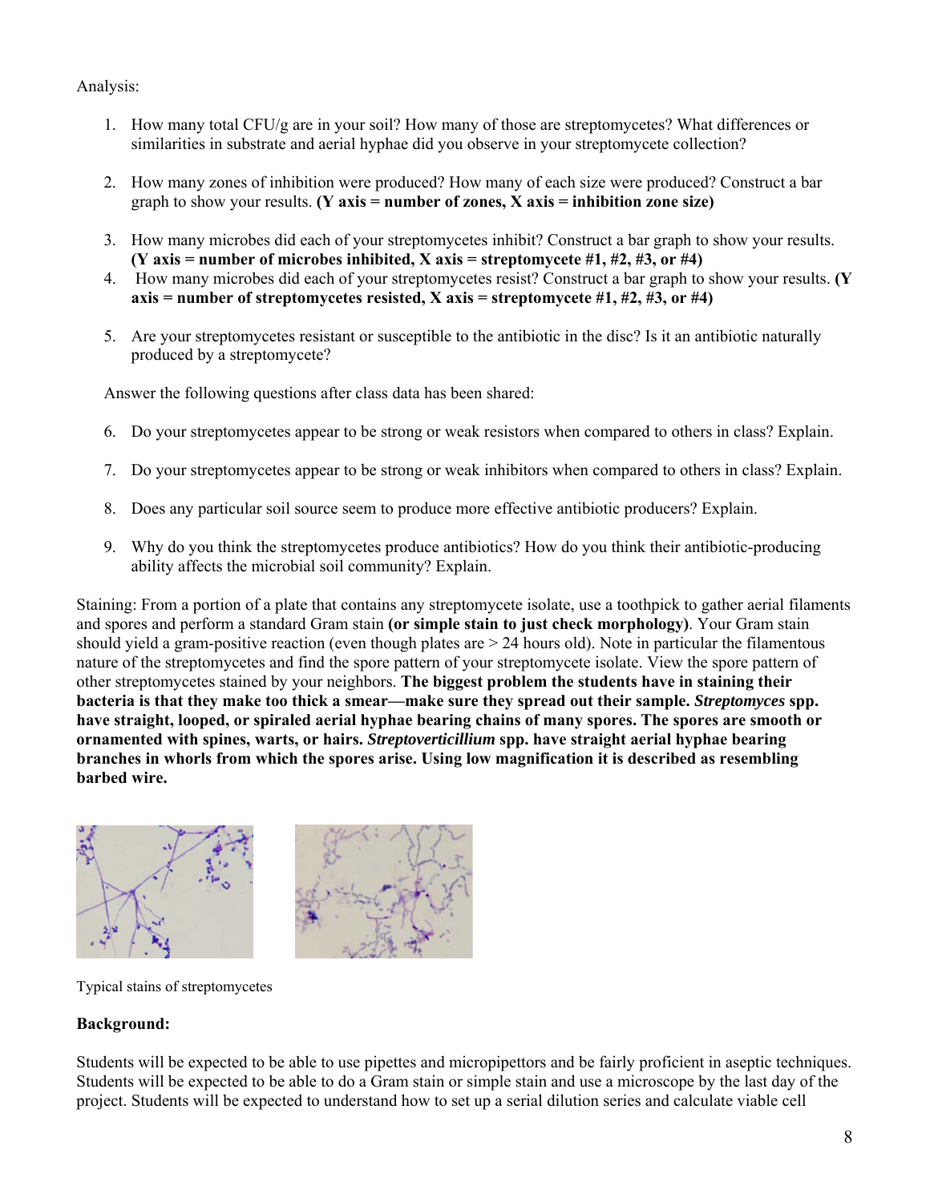Analysis:

1. How many total CFU/g are in your soil? How many of those are streptomycetes? What differences or similarities in substrate and aerial hyphae did you observe in your streptomycete collection?

2. How many zones of inhibition were produced? How many of each size were produced? Construct a bar graph to show your results. **(Y axis = number of zones, X axis = inhibition zone size)**

3. How many microbes did each of your streptomycetes inhibit? Construct a bar graph to show your results. **(Y axis = number of microbes inhibited, X axis = streptomycete #1, #2, #3, or #4)**

4. How many microbes did each of your streptomycetes resist? Construct a bar graph to show your results. **(Y axis = number of streptomycetes resisted, X axis = streptomycete #1, #2, #3, or #4)**

5. Are your streptomycetes resistant or susceptible to the antibiotic in the disc? Is it an antibiotic naturally produced by a streptomycete?

Answer the following questions after class data has been shared:

6. Do your streptomycetes appear to be strong or weak resistors when compared to others in class? Explain.

7. Do your streptomycetes appear to be strong or weak inhibitors when compared to others in class? Explain.

8. Does any particular soil source seem to produce more effective antibiotic producers? Explain.

9. Why do you think the streptomycetes produce antibiotics? How do you think their antibiotic-producing ability affects the microbial soil community? Explain.

Staining: From a portion of a plate that contains any streptomycete isolate, use a toothpick to gather aerial filaments and spores and perform a standard Gram stain **(or simple stain to just check morphology)**. Your Gram stain should yield a gram-positive reaction (even though plates are > 24 hours old). Note in particular the filamentous nature of the streptomycetes and find the spore pattern of your streptomycete isolate. View the spore pattern of other streptomycetes stained by your neighbors. **The biggest problem the students have in staining their bacteria is that they make too thick a smear—make sure they spread out their sample. *Streptomyces* spp. have straight, looped, or spiraled aerial hyphae bearing chains of many spores. The spores are smooth or ornamented with spines, warts, or hairs. *Streptoverticillium* spp. have straight aerial hyphae bearing branches in whorls from which the spores arise. Using low magnification it is described as resembling barbed wire.**

Typical stains of streptomycetes

**Background:**

Students will be expected to be able to use pipettes and micropipettors and be fairly proficient in aseptic techniques. Students will be expected to be able to do a Gram stain or simple stain and use a microscope by the last day of the project. Students will be expected to understand how to set up a serial dilution series and calculate viable cell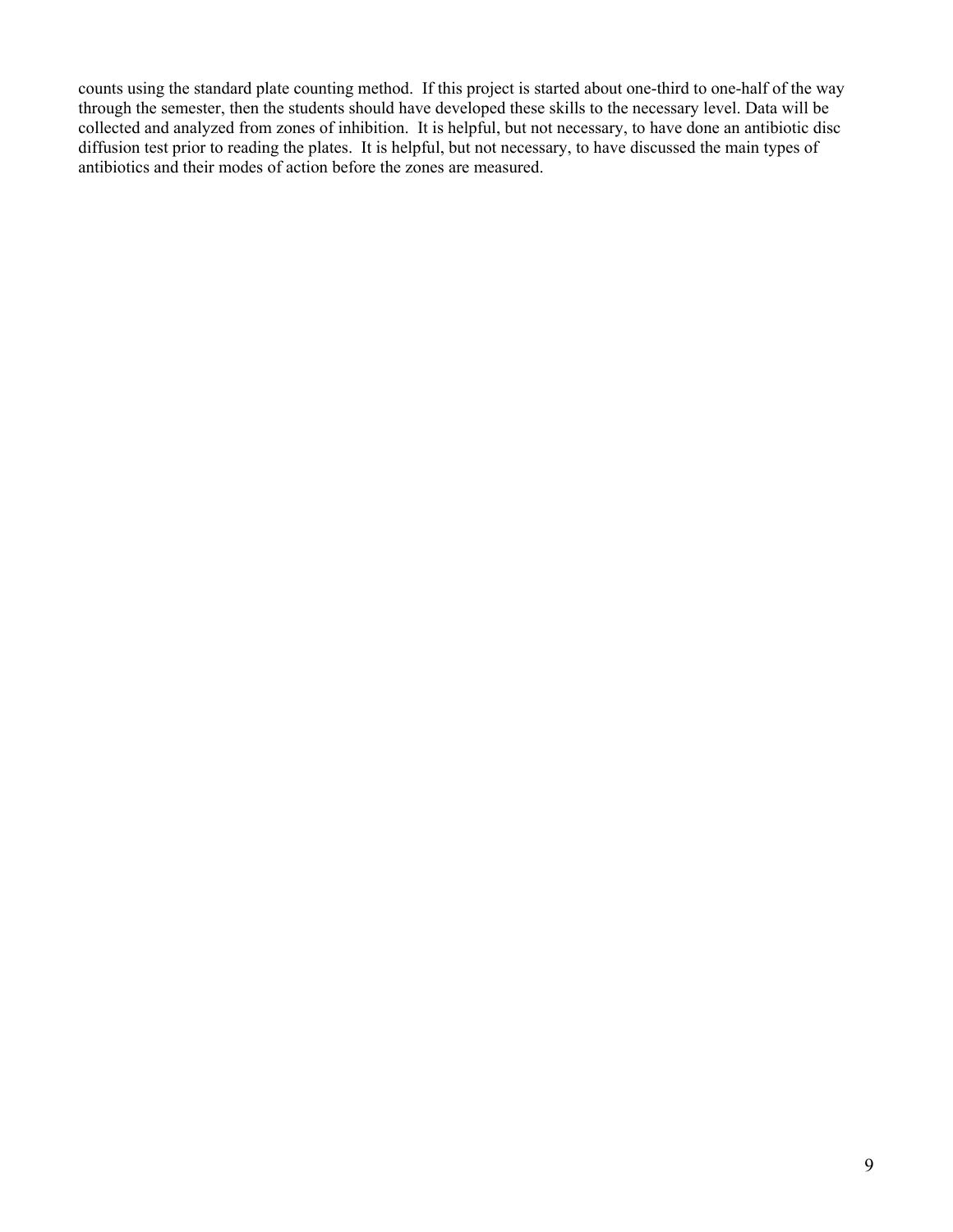counts using the standard plate counting method. If this project is started about one-third to one-half of the way through the semester, then the students should have developed these skills to the necessary level. Data will be collected and analyzed from zones of inhibition. It is helpful, but not necessary, to have done an antibiotic disc diffusion test prior to reading the plates. It is helpful, but not necessary, to have discussed the main types of antibiotics and their modes of action before the zones are measured.